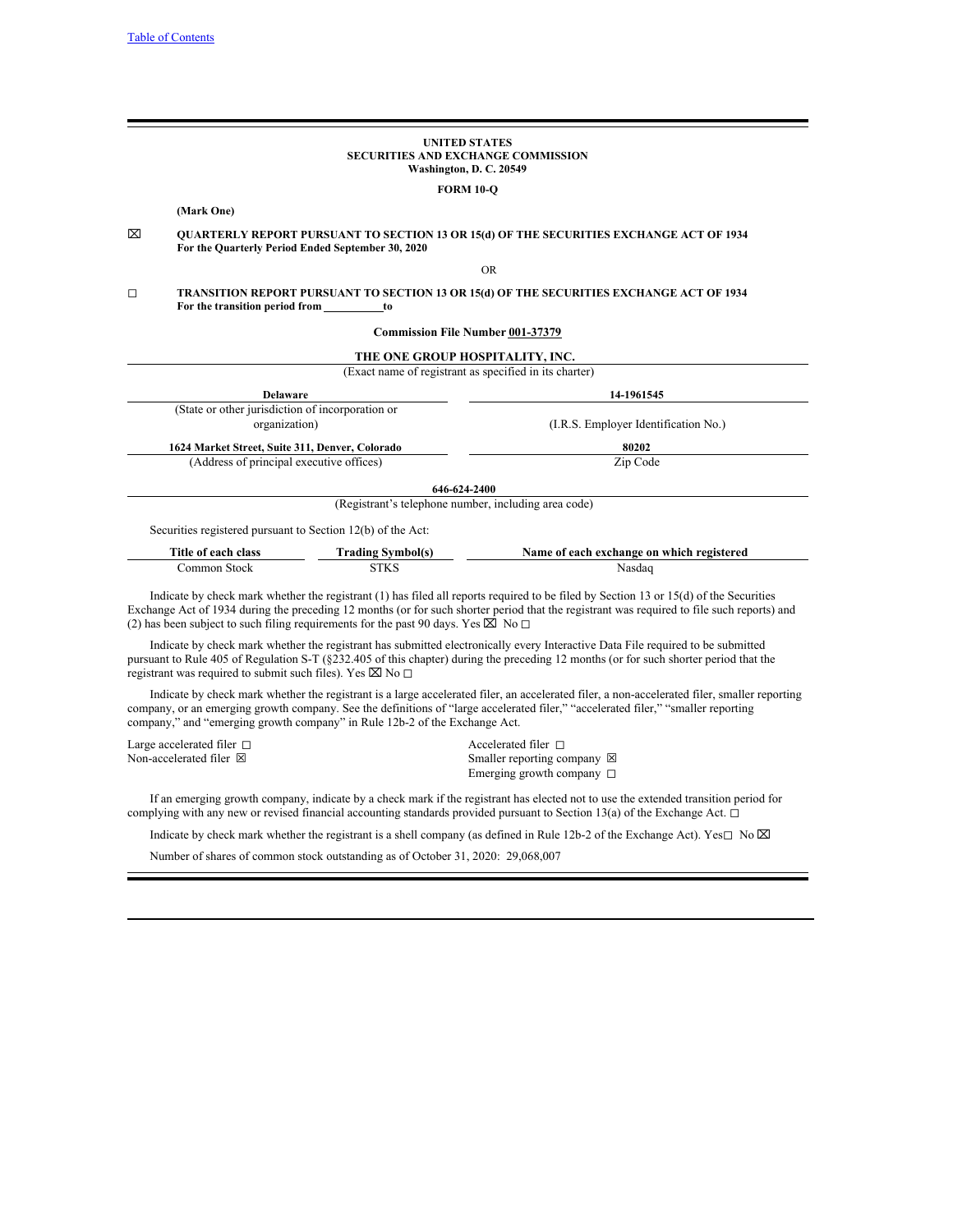Table of Contents

**UNITED STATES**
**SECURITIES AND EXCHANGE COMMISSION**
**Washington, D. C. 20549**

**FORM 10-Q**

**(Mark One)**

☒ **QUARTERLY REPORT PURSUANT TO SECTION 13 OR 15(d) OF THE SECURITIES EXCHANGE ACT OF 1934**
**For the Quarterly Period Ended September 30, 2020**

OR

☐ **TRANSITION REPORT PURSUANT TO SECTION 13 OR 15(d) OF THE SECURITIES EXCHANGE ACT OF 1934**
**For the transition period from \_\_\_\_\_\_\_\_\_\_ to**

**Commission File Number 001-37379**

**THE ONE GROUP HOSPITALITY, INC.**
(Exact name of registrant as specified in its charter)

| **Delaware** | **14-1961545** |
|---|---|
| (State or other jurisdiction of incorporation or organization) | (I.R.S. Employer Identification No.) |
| **1624 Market Street, Suite 311, Denver, Colorado** | **80202** |
| (Address of principal executive offices) | Zip Code |

**646-624-2400**
(Registrant's telephone number, including area code)

Securities registered pursuant to Section 12(b) of the Act:

| Title of each class | Trading Symbol(s) | Name of each exchange on which registered |
|---|---|---|
| Common Stock | STKS | Nasdaq |

Indicate by check mark whether the registrant (1) has filed all reports required to be filed by Section 13 or 15(d) of the Securities Exchange Act of 1934 during the preceding 12 months (or for such shorter period that the registrant was required to file such reports) and (2) has been subject to such filing requirements for the past 90 days. Yes ☒ No ☐

Indicate by check mark whether the registrant has submitted electronically every Interactive Data File required to be submitted pursuant to Rule 405 of Regulation S-T (§232.405 of this chapter) during the preceding 12 months (or for such shorter period that the registrant was required to submit such files). Yes ☒ No ☐

Indicate by check mark whether the registrant is a large accelerated filer, an accelerated filer, a non-accelerated filer, smaller reporting company, or an emerging growth company. See the definitions of "large accelerated filer," "accelerated filer," "smaller reporting company," and "emerging growth company" in Rule 12b-2 of the Exchange Act.

| | |
|---|---|
| Large accelerated filer ☐ | Accelerated filer ☐ |
| Non-accelerated filer ☒ | Smaller reporting company ☒ |
| | Emerging growth company ☐ |

If an emerging growth company, indicate by a check mark if the registrant has elected not to use the extended transition period for complying with any new or revised financial accounting standards provided pursuant to Section 13(a) of the Exchange Act. ☐

Indicate by check mark whether the registrant is a shell company (as defined in Rule 12b-2 of the Exchange Act). Yes☐ No ☒

Number of shares of common stock outstanding as of October 31, 2020: 29,068,007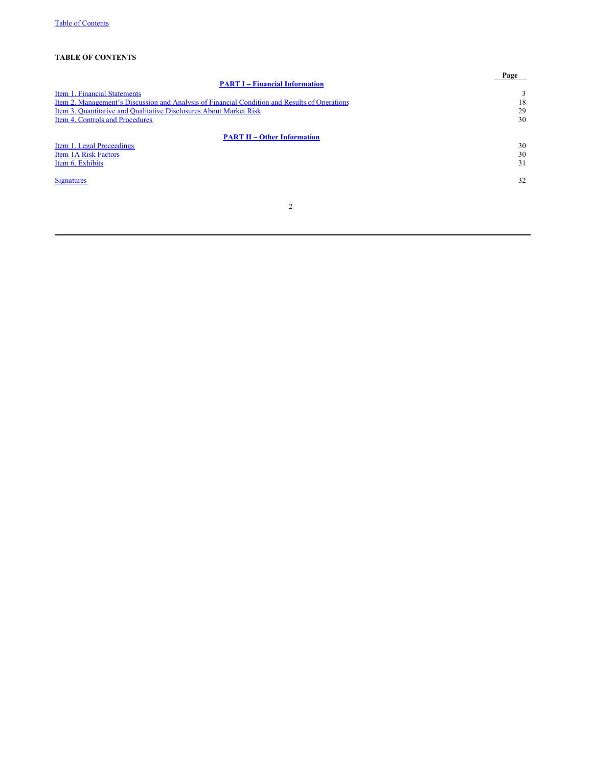**TABLE OF CONTENTS**

| | Page |
|---|---|
| **PART I – Financial Information** | |
| Item 1. Financial Statements | 3 |
| Item 2. Management's Discussion and Analysis of Financial Condition and Results of Operations | 18 |
| Item 3. Quantitative and Qualitative Disclosures About Market Risk | 29 |
| Item 4. Controls and Procedures | 30 |
| **PART II – Other Information** | |
| Item 1. Legal Proceedings | 30 |
| Item 1A Risk Factors | 30 |
| Item 6. Exhibits | 31 |
| Signatures | 32 |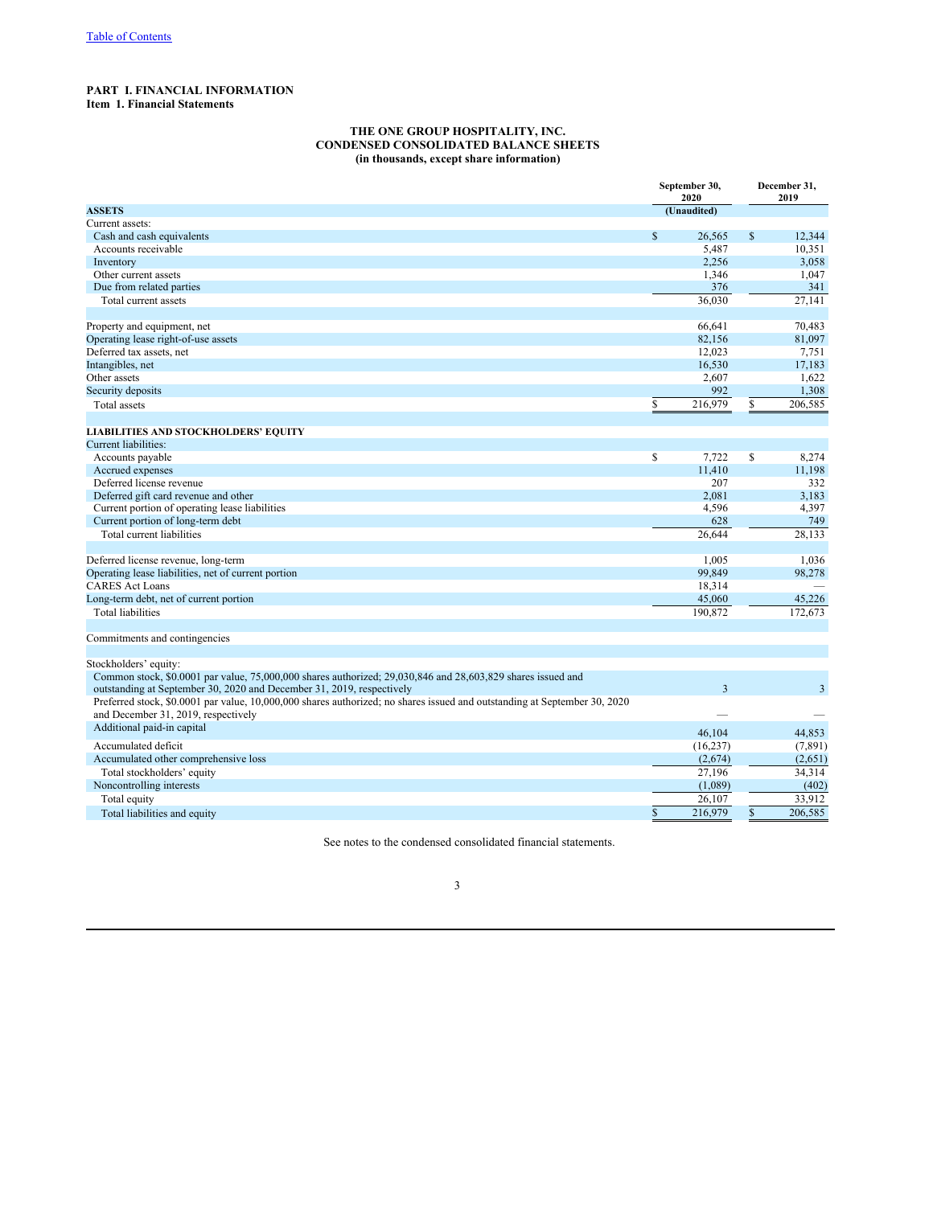Table of Contents

**PART I. FINANCIAL INFORMATION**
**Item 1. Financial Statements**

**THE ONE GROUP HOSPITALITY, INC.**
**CONDENSED CONSOLIDATED BALANCE SHEETS**
**(in thousands, except share information)**

| | September 30, 2020 | December 31, 2019 |
|---|---|---|
| **ASSETS** | (Unaudited) | |
| Current assets: | | |
| Cash and cash equivalents | $ 26,565 | $ 12,344 |
| Accounts receivable | 5,487 | 10,351 |
| Inventory | 2,256 | 3,058 |
| Other current assets | 1,346 | 1,047 |
| Due from related parties | 376 | 341 |
| Total current assets | 36,030 | 27,141 |
| | | |
| Property and equipment, net | 66,641 | 70,483 |
| Operating lease right-of-use assets | 82,156 | 81,097 |
| Deferred tax assets, net | 12,023 | 7,751 |
| Intangibles, net | 16,530 | 17,183 |
| Other assets | 2,607 | 1,622 |
| Security deposits | 992 | 1,308 |
| Total assets | $ 216,979 | $ 206,585 |
| | | |
| **LIABILITIES AND STOCKHOLDERS' EQUITY** | | |
| Current liabilities: | | |
| Accounts payable | $ 7,722 | $ 8,274 |
| Accrued expenses | 11,410 | 11,198 |
| Deferred license revenue | 207 | 332 |
| Deferred gift card revenue and other | 2,081 | 3,183 |
| Current portion of operating lease liabilities | 4,596 | 4,397 |
| Current portion of long-term debt | 628 | 749 |
| Total current liabilities | 26,644 | 28,133 |
| | | |
| Deferred license revenue, long-term | 1,005 | 1,036 |
| Operating lease liabilities, net of current portion | 99,849 | 98,278 |
| CARES Act Loans | 18,314 | — |
| Long-term debt, net of current portion | 45,060 | 45,226 |
| Total liabilities | 190,872 | 172,673 |
| | | |
| Commitments and contingencies | | |
| | | |
| Stockholders' equity: | | |
| Common stock, $0.0001 par value, 75,000,000 shares authorized; 29,030,846 and 28,603,829 shares issued and outstanding at September 30, 2020 and December 31, 2019, respectively | 3 | 3 |
| Preferred stock, $0.0001 par value, 10,000,000 shares authorized; no shares issued and outstanding at September 30, 2020 and December 31, 2019, respectively | — | — |
| Additional paid-in capital | 46,104 | 44,853 |
| Accumulated deficit | (16,237) | (7,891) |
| Accumulated other comprehensive loss | (2,674) | (2,651) |
| Total stockholders' equity | 27,196 | 34,314 |
| Noncontrolling interests | (1,089) | (402) |
| Total equity | 26,107 | 33,912 |
| Total liabilities and equity | $ 216,979 | $ 206,585 |

See notes to the condensed consolidated financial statements.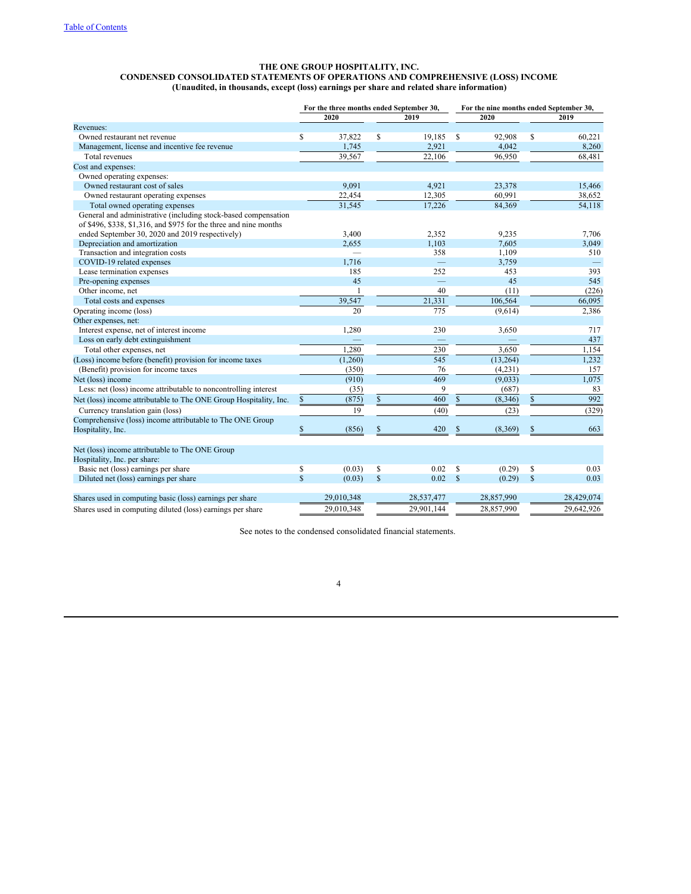[Table of Contents](#)

**THE ONE GROUP HOSPITALITY, INC.**
**CONDENSED CONSOLIDATED STATEMENTS OF OPERATIONS AND COMPREHENSIVE (LOSS) INCOME**
**(Unaudited, in thousands, except (loss) earnings per share and related share information)**

| | For the three months ended September 30, | | For the nine months ended September 30, | |
|---|---|---|---|---|
| | 2020 | 2019 | 2020 | 2019 |
| Revenues: | | | | |
| Owned restaurant net revenue | $ 37,822 | $ 19,185 | $ 92,908 | $ 60,221 |
| Management, license and incentive fee revenue | 1,745 | 2,921 | 4,042 | 8,260 |
| Total revenues | 39,567 | 22,106 | 96,950 | 68,481 |
| Cost and expenses: | | | | |
| Owned operating expenses: | | | | |
| Owned restaurant cost of sales | 9,091 | 4,921 | 23,378 | 15,466 |
| Owned restaurant operating expenses | 22,454 | 12,305 | 60,991 | 38,652 |
| Total owned operating expenses | 31,545 | 17,226 | 84,369 | 54,118 |
| General and administrative (including stock-based compensation of $496, $338, $1,316, and $975 for the three and nine months ended September 30, 2020 and 2019 respectively) | 3,400 | 2,352 | 9,235 | 7,706 |
| Depreciation and amortization | 2,655 | 1,103 | 7,605 | 3,049 |
| Transaction and integration costs | — | 358 | 1,109 | 510 |
| COVID-19 related expenses | 1,716 | — | 3,759 | — |
| Lease termination expenses | 185 | 252 | 453 | 393 |
| Pre-opening expenses | 45 | — | 45 | 545 |
| Other income, net | 1 | 40 | (11) | (226) |
| Total costs and expenses | 39,547 | 21,331 | 106,564 | 66,095 |
| Operating income (loss) | 20 | 775 | (9,614) | 2,386 |
| Other expenses, net: | | | | |
| Interest expense, net of interest income | 1,280 | 230 | 3,650 | 717 |
| Loss on early debt extinguishment | — | — | — | 437 |
| Total other expenses, net | 1,280 | 230 | 3,650 | 1,154 |
| (Loss) income before (benefit) provision for income taxes | (1,260) | 545 | (13,264) | 1,232 |
| (Benefit) provision for income taxes | (350) | 76 | (4,231) | 157 |
| Net (loss) income | (910) | 469 | (9,033) | 1,075 |
| Less: net (loss) income attributable to noncontrolling interest | (35) | 9 | (687) | 83 |
| Net (loss) income attributable to The ONE Group Hospitality, Inc. | $ (875) | $ 460 | $ (8,346) | $ 992 |
| Currency translation gain (loss) | 19 | (40) | (23) | (329) |
| Comprehensive (loss) income attributable to The ONE Group Hospitality, Inc. | $ (856) | $ 420 | $ (8,369) | $ 663 |
| | | | | |
| Net (loss) income attributable to The ONE Group Hospitality, Inc. per share: | | | | |
| Basic net (loss) earnings per share | $ (0.03) | $ 0.02 | $ (0.29) | $ 0.03 |
| Diluted net (loss) earnings per share | $ (0.03) | $ 0.02 | $ (0.29) | $ 0.03 |
| | | | | |
| Shares used in computing basic (loss) earnings per share | 29,010,348 | 28,537,477 | 28,857,990 | 28,429,074 |
| Shares used in computing diluted (loss) earnings per share | 29,010,348 | 29,901,144 | 28,857,990 | 29,642,926 |

See notes to the condensed consolidated financial statements.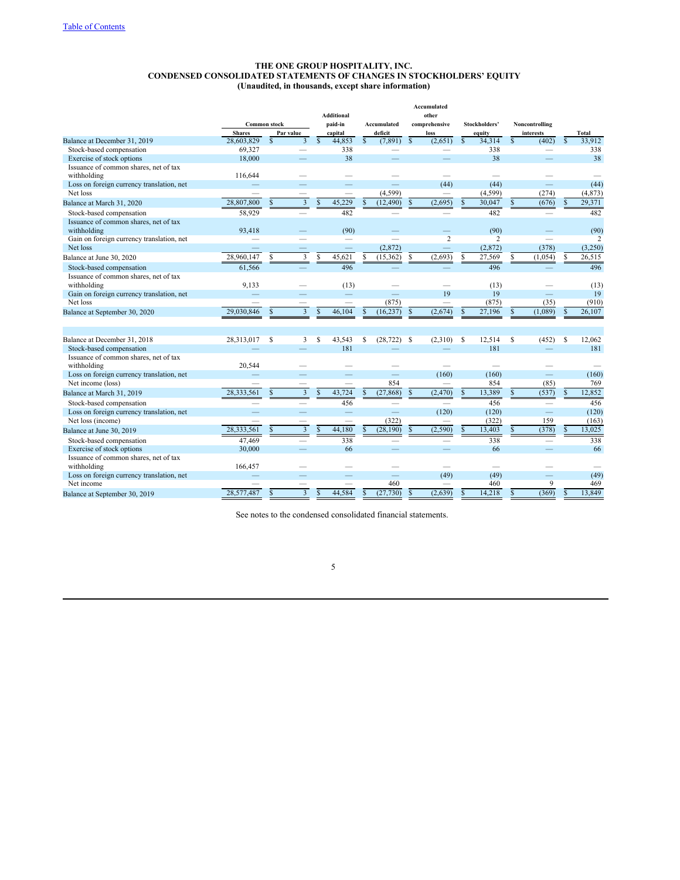[Table of Contents](#)

# THE ONE GROUP HOSPITALITY, INC.
## CONDENSED CONSOLIDATED STATEMENTS OF CHANGES IN STOCKHOLDERS' EQUITY
### (Unaudited, in thousands, except share information)

| | Common stock | | Additional paid-in capital | Accumulated deficit | Accumulated other comprehensive loss | Stockholders' equity | Noncontrolling interests | Total |
|---|---|---|---|---|---|---|---|---|
| | Shares | Par value | | | | | | |
| Balance at December 31, 2019 | 28,603,829 | $ 3 | $ 44,853 | $ (7,891) | $ (2,651) | $ 34,314 | $ (402) | $ 33,912 |
| Stock-based compensation | 69,327 | — | 338 | — | — | 338 | — | 338 |
| Exercise of stock options | 18,000 | — | 38 | — | — | 38 | — | 38 |
| Issuance of common shares, net of tax withholding | 116,644 | — | — | — | — | — | — | — |
| Loss on foreign currency translation, net | — | — | — | — | (44) | (44) | — | (44) |
| Net loss | — | — | — | (4,599) | — | (4,599) | (274) | (4,873) |
| Balance at March 31, 2020 | 28,807,800 | $ 3 | $ 45,229 | $ (12,490) | $ (2,695) | $ 30,047 | $ (676) | $ 29,371 |
| Stock-based compensation | 58,929 | — | 482 | — | — | 482 | — | 482 |
| Issuance of common shares, net of tax withholding | 93,418 | — | (90) | — | — | (90) | — | (90) |
| Gain on foreign currency translation, net | — | — | — | — | 2 | 2 | — | 2 |
| Net loss | — | — | — | (2,872) | — | (2,872) | (378) | (3,250) |
| Balance at June 30, 2020 | 28,960,147 | $ 3 | $ 45,621 | $ (15,362) | $ (2,693) | $ 27,569 | $ (1,054) | $ 26,515 |
| Stock-based compensation | 61,566 | — | 496 | — | — | 496 | — | 496 |
| Issuance of common shares, net of tax withholding | 9,133 | — | (13) | — | — | (13) | — | (13) |
| Gain on foreign currency translation, net | — | — | — | — | 19 | 19 | — | 19 |
| Net loss | — | — | — | (875) | — | (875) | (35) | (910) |
| Balance at September 30, 2020 | 29,030,846 | $ 3 | $ 46,104 | $ (16,237) | $ (2,674) | $ 27,196 | $ (1,089) | $ 26,107 |
| | | | | | | | | |
| Balance at December 31, 2018 | 28,313,017 | $ 3 | $ 43,543 | $ (28,722) | $ (2,310) | $ 12,514 | $ (452) | $ 12,062 |
| Stock-based compensation | — | — | 181 | — | — | 181 | — | 181 |
| Issuance of common shares, net of tax withholding | 20,544 | — | — | — | — | — | — | — |
| Loss on foreign currency translation, net | — | — | — | — | (160) | (160) | — | (160) |
| Net income (loss) | — | — | — | 854 | — | 854 | (85) | 769 |
| Balance at March 31, 2019 | 28,333,561 | $ 3 | $ 43,724 | $ (27,868) | $ (2,470) | $ 13,389 | $ (537) | $ 12,852 |
| Stock-based compensation | — | — | 456 | — | — | 456 | — | 456 |
| Loss on foreign currency translation, net | — | — | — | — | (120) | (120) | — | (120) |
| Net loss (income) | — | — | — | (322) | — | (322) | 159 | (163) |
| Balance at June 30, 2019 | 28,333,561 | $ 3 | $ 44,180 | $ (28,190) | $ (2,590) | $ 13,403 | $ (378) | $ 13,025 |
| Stock-based compensation | 47,469 | — | 338 | — | — | 338 | — | 338 |
| Exercise of stock options | 30,000 | — | 66 | — | — | 66 | — | 66 |
| Issuance of common shares, net of tax withholding | 166,457 | — | — | — | — | — | — | — |
| Loss on foreign currency translation, net | — | — | — | — | (49) | (49) | — | (49) |
| Net income | — | — | — | 460 | — | 460 | 9 | 469 |
| Balance at September 30, 2019 | 28,577,487 | $ 3 | $ 44,584 | $ (27,730) | $ (2,639) | $ 14,218 | $ (369) | $ 13,849 |

See notes to the condensed consolidated financial statements.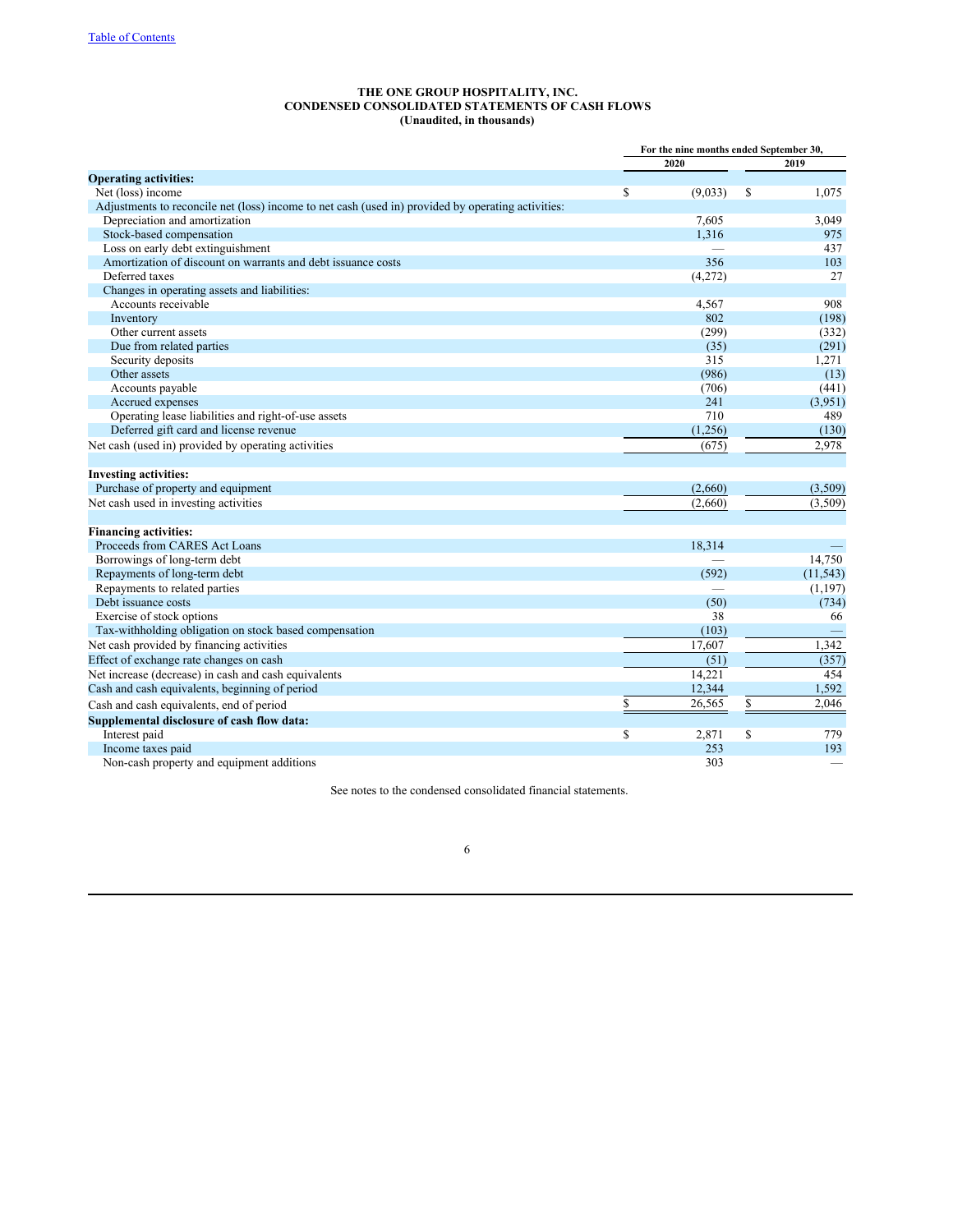[Table of Contents](#)

**THE ONE GROUP HOSPITALITY, INC.**
**CONDENSED CONSOLIDATED STATEMENTS OF CASH FLOWS**
**(Unaudited, in thousands)**

| | For the nine months ended September 30, | |
|---|---|---|
| | 2020 | 2019 |
| **Operating activities:** | | |
| Net (loss) income | $ (9,033) | $ 1,075 |
| Adjustments to reconcile net (loss) income to net cash (used in) provided by operating activities: | | |
| Depreciation and amortization | 7,605 | 3,049 |
| Stock-based compensation | 1,316 | 975 |
| Loss on early debt extinguishment | — | 437 |
| Amortization of discount on warrants and debt issuance costs | 356 | 103 |
| Deferred taxes | (4,272) | 27 |
| Changes in operating assets and liabilities: | | |
| Accounts receivable | 4,567 | 908 |
| Inventory | 802 | (198) |
| Other current assets | (299) | (332) |
| Due from related parties | (35) | (291) |
| Security deposits | 315 | 1,271 |
| Other assets | (986) | (13) |
| Accounts payable | (706) | (441) |
| Accrued expenses | 241 | (3,951) |
| Operating lease liabilities and right-of-use assets | 710 | 489 |
| Deferred gift card and license revenue | (1,256) | (130) |
| Net cash (used in) provided by operating activities | (675) | 2,978 |
| | | |
| **Investing activities:** | | |
| Purchase of property and equipment | (2,660) | (3,509) |
| Net cash used in investing activities | (2,660) | (3,509) |
| | | |
| **Financing activities:** | | |
| Proceeds from CARES Act Loans | 18,314 | — |
| Borrowings of long-term debt | — | 14,750 |
| Repayments of long-term debt | (592) | (11,543) |
| Repayments to related parties | — | (1,197) |
| Debt issuance costs | (50) | (734) |
| Exercise of stock options | 38 | 66 |
| Tax-withholding obligation on stock based compensation | (103) | — |
| Net cash provided by financing activities | 17,607 | 1,342 |
| Effect of exchange rate changes on cash | (51) | (357) |
| Net increase (decrease) in cash and cash equivalents | 14,221 | 454 |
| Cash and cash equivalents, beginning of period | 12,344 | 1,592 |
| Cash and cash equivalents, end of period | $ 26,565 | $ 2,046 |
| **Supplemental disclosure of cash flow data:** | | |
| Interest paid | $ 2,871 | $ 779 |
| Income taxes paid | 253 | 193 |
| Non-cash property and equipment additions | 303 | — |

See notes to the condensed consolidated financial statements.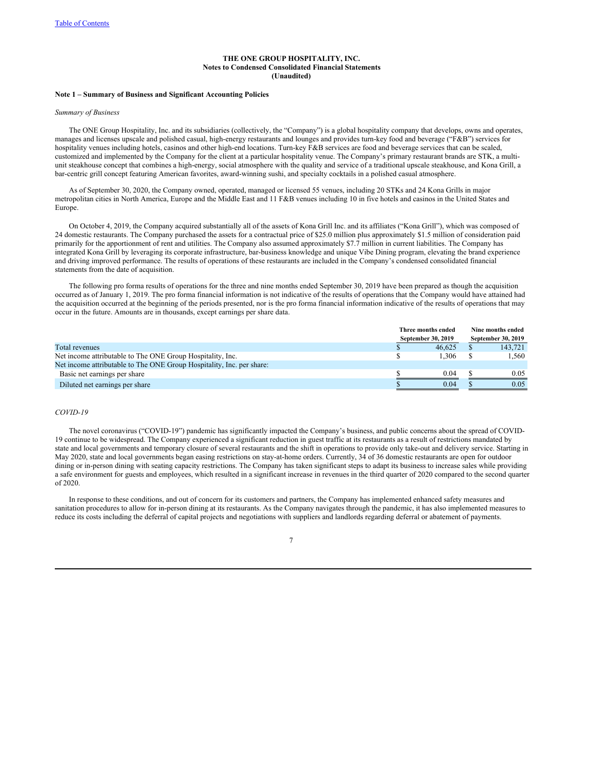**THE ONE GROUP HOSPITALITY, INC.**
**Notes to Condensed Consolidated Financial Statements**
**(Unaudited)**

**Note 1 – Summary of Business and Significant Accounting Policies**

*Summary of Business*

The ONE Group Hospitality, Inc. and its subsidiaries (collectively, the "Company") is a global hospitality company that develops, owns and operates, manages and licenses upscale and polished casual, high-energy restaurants and lounges and provides turn-key food and beverage ("F&B") services for hospitality venues including hotels, casinos and other high-end locations. Turn-key F&B services are food and beverage services that can be scaled, customized and implemented by the Company for the client at a particular hospitality venue. The Company's primary restaurant brands are STK, a multi-unit steakhouse concept that combines a high-energy, social atmosphere with the quality and service of a traditional upscale steakhouse, and Kona Grill, a bar-centric grill concept featuring American favorites, award-winning sushi, and specialty cocktails in a polished casual atmosphere.

As of September 30, 2020, the Company owned, operated, managed or licensed 55 venues, including 20 STKs and 24 Kona Grills in major metropolitan cities in North America, Europe and the Middle East and 11 F&B venues including 10 in five hotels and casinos in the United States and Europe.

On October 4, 2019, the Company acquired substantially all of the assets of Kona Grill Inc. and its affiliates ("Kona Grill"), which was composed of 24 domestic restaurants. The Company purchased the assets for a contractual price of $25.0 million plus approximately $1.5 million of consideration paid primarily for the apportionment of rent and utilities. The Company also assumed approximately $7.7 million in current liabilities. The Company has integrated Kona Grill by leveraging its corporate infrastructure, bar-business knowledge and unique Vibe Dining program, elevating the brand experience and driving improved performance. The results of operations of these restaurants are included in the Company's condensed consolidated financial statements from the date of acquisition.

The following pro forma results of operations for the three and nine months ended September 30, 2019 have been prepared as though the acquisition occurred as of January 1, 2019. The pro forma financial information is not indicative of the results of operations that the Company would have attained had the acquisition occurred at the beginning of the periods presented, nor is the pro forma financial information indicative of the results of operations that may occur in the future. Amounts are in thousands, except earnings per share data.

| | Three months ended September 30, 2019 | Nine months ended September 30, 2019 |
|---|---|---|
| Total revenues | $ 46,625 | $ 143,721 |
| Net income attributable to The ONE Group Hospitality, Inc. | $ 1,306 | $ 1,560 |
| Net income attributable to The ONE Group Hospitality, Inc. per share: | | |
| Basic net earnings per share | $ 0.04 | $ 0.05 |
| Diluted net earnings per share | $ 0.04 | $ 0.05 |

*COVID-19*

The novel coronavirus ("COVID-19") pandemic has significantly impacted the Company's business, and public concerns about the spread of COVID-19 continue to be widespread. The Company experienced a significant reduction in guest traffic at its restaurants as a result of restrictions mandated by state and local governments and temporary closure of several restaurants and the shift in operations to provide only take-out and delivery service. Starting in May 2020, state and local governments began easing restrictions on stay-at-home orders. Currently, 34 of 36 domestic restaurants are open for outdoor dining or in-person dining with seating capacity restrictions. The Company has taken significant steps to adapt its business to increase sales while providing a safe environment for guests and employees, which resulted in a significant increase in revenues in the third quarter of 2020 compared to the second quarter of 2020.

In response to these conditions, and out of concern for its customers and partners, the Company has implemented enhanced safety measures and sanitation procedures to allow for in-person dining at its restaurants. As the Company navigates through the pandemic, it has also implemented measures to reduce its costs including the deferral of capital projects and negotiations with suppliers and landlords regarding deferral or abatement of payments.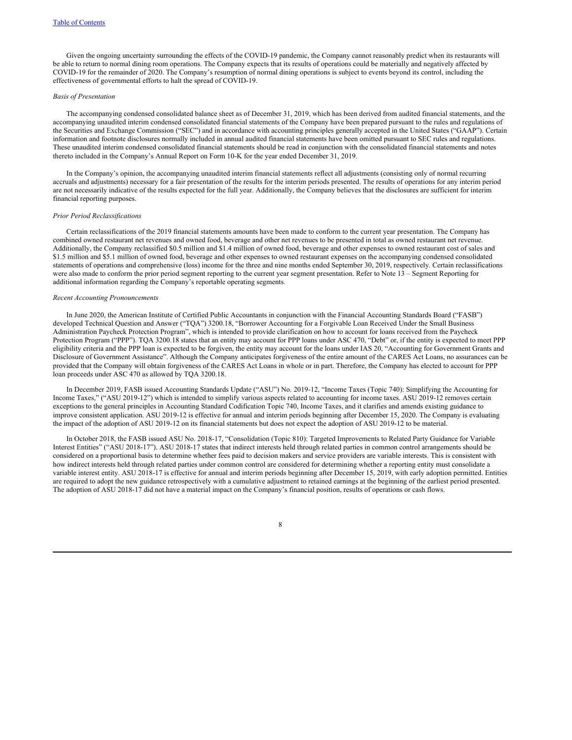Given the ongoing uncertainty surrounding the effects of the COVID-19 pandemic, the Company cannot reasonably predict when its restaurants will be able to return to normal dining room operations. The Company expects that its results of operations could be materially and negatively affected by COVID-19 for the remainder of 2020. The Company's resumption of normal dining operations is subject to events beyond its control, including the effectiveness of governmental efforts to halt the spread of COVID-19.

*Basis of Presentation*

The accompanying condensed consolidated balance sheet as of December 31, 2019, which has been derived from audited financial statements, and the accompanying unaudited interim condensed consolidated financial statements of the Company have been prepared pursuant to the rules and regulations of the Securities and Exchange Commission ("SEC") and in accordance with accounting principles generally accepted in the United States ("GAAP"). Certain information and footnote disclosures normally included in annual audited financial statements have been omitted pursuant to SEC rules and regulations. These unaudited interim condensed consolidated financial statements should be read in conjunction with the consolidated financial statements and notes thereto included in the Company's Annual Report on Form 10-K for the year ended December 31, 2019.

In the Company's opinion, the accompanying unaudited interim financial statements reflect all adjustments (consisting only of normal recurring accruals and adjustments) necessary for a fair presentation of the results for the interim periods presented. The results of operations for any interim period are not necessarily indicative of the results expected for the full year. Additionally, the Company believes that the disclosures are sufficient for interim financial reporting purposes.

*Prior Period Reclassifications*

Certain reclassifications of the 2019 financial statements amounts have been made to conform to the current year presentation. The Company has combined owned restaurant net revenues and owned food, beverage and other net revenues to be presented in total as owned restaurant net revenue. Additionally, the Company reclassified $0.5 million and $1.4 million of owned food, beverage and other expenses to owned restaurant cost of sales and $1.5 million and $5.1 million of owned food, beverage and other expenses to owned restaurant expenses on the accompanying condensed consolidated statements of operations and comprehensive (loss) income for the three and nine months ended September 30, 2019, respectively. Certain reclassifications were also made to conform the prior period segment reporting to the current year segment presentation. Refer to Note 13 – Segment Reporting for additional information regarding the Company's reportable operating segments.

*Recent Accounting Pronouncements*

In June 2020, the American Institute of Certified Public Accountants in conjunction with the Financial Accounting Standards Board ("FASB") developed Technical Question and Answer ("TQA") 3200.18, "Borrower Accounting for a Forgivable Loan Received Under the Small Business Administration Paycheck Protection Program", which is intended to provide clarification on how to account for loans received from the Paycheck Protection Program ("PPP"). TQA 3200.18 states that an entity may account for PPP loans under ASC 470, "Debt" or, if the entity is expected to meet PPP eligibility criteria and the PPP loan is expected to be forgiven, the entity may account for the loans under IAS 20, "Accounting for Government Grants and Disclosure of Government Assistance". Although the Company anticipates forgiveness of the entire amount of the CARES Act Loans, no assurances can be provided that the Company will obtain forgiveness of the CARES Act Loans in whole or in part. Therefore, the Company has elected to account for PPP loan proceeds under ASC 470 as allowed by TQA 3200.18.

In December 2019, FASB issued Accounting Standards Update ("ASU") No. 2019-12, "Income Taxes (Topic 740): Simplifying the Accounting for Income Taxes," ("ASU 2019-12") which is intended to simplify various aspects related to accounting for income taxes. ASU 2019-12 removes certain exceptions to the general principles in Accounting Standard Codification Topic 740, Income Taxes, and it clarifies and amends existing guidance to improve consistent application. ASU 2019-12 is effective for annual and interim periods beginning after December 15, 2020. The Company is evaluating the impact of the adoption of ASU 2019-12 on its financial statements but does not expect the adoption of ASU 2019-12 to be material.

In October 2018, the FASB issued ASU No. 2018-17, "Consolidation (Topic 810): Targeted Improvements to Related Party Guidance for Variable Interest Entities" ("ASU 2018-17"). ASU 2018-17 states that indirect interests held through related parties in common control arrangements should be considered on a proportional basis to determine whether fees paid to decision makers and service providers are variable interests. This is consistent with how indirect interests held through related parties under common control are considered for determining whether a reporting entity must consolidate a variable interest entity. ASU 2018-17 is effective for annual and interim periods beginning after December 15, 2019, with early adoption permitted. Entities are required to adopt the new guidance retrospectively with a cumulative adjustment to retained earnings at the beginning of the earliest period presented. The adoption of ASU 2018-17 did not have a material impact on the Company's financial position, results of operations or cash flows.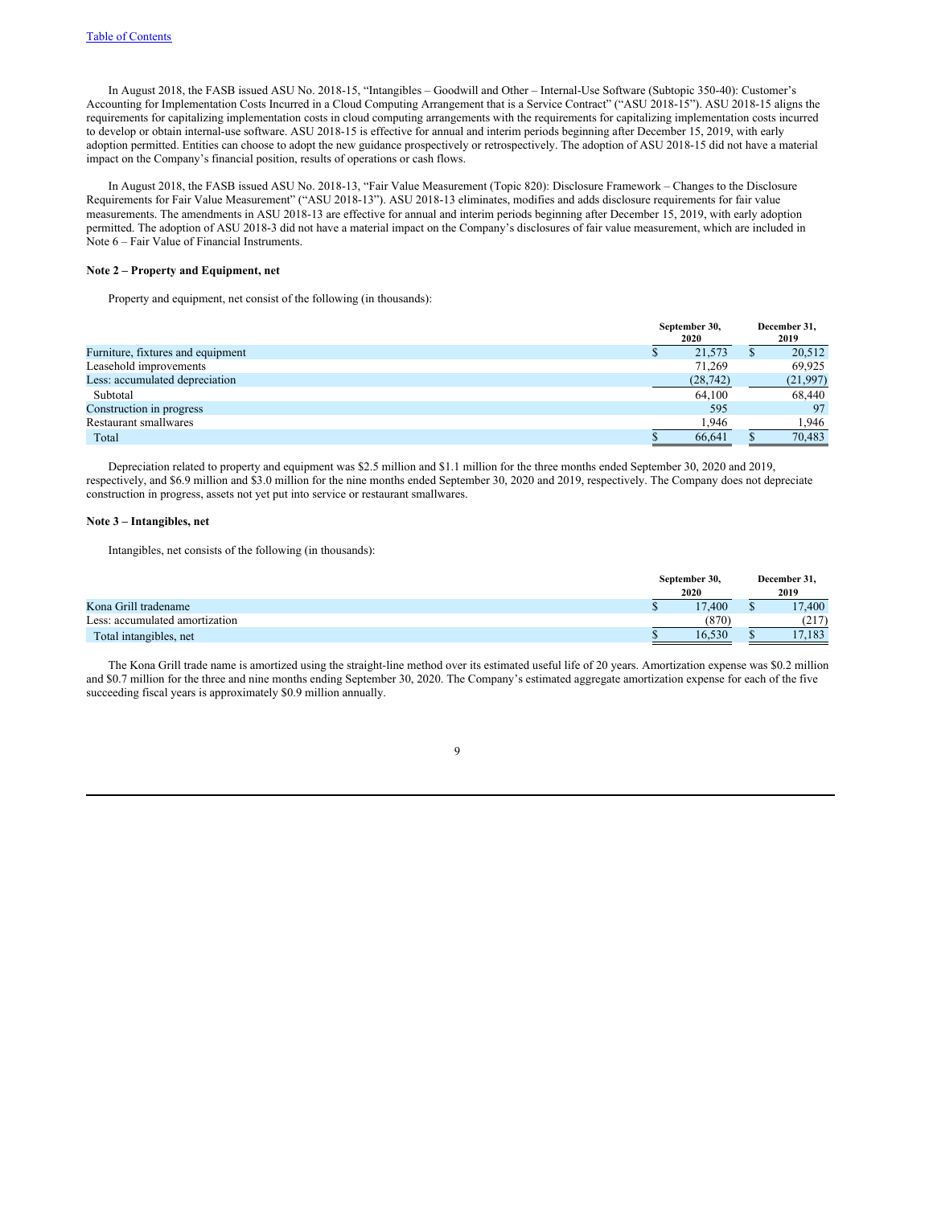In August 2018, the FASB issued ASU No. 2018-15, "Intangibles – Goodwill and Other – Internal-Use Software (Subtopic 350-40): Customer's Accounting for Implementation Costs Incurred in a Cloud Computing Arrangement that is a Service Contract" ("ASU 2018-15"). ASU 2018-15 aligns the requirements for capitalizing implementation costs in cloud computing arrangements with the requirements for capitalizing implementation costs incurred to develop or obtain internal-use software. ASU 2018-15 is effective for annual and interim periods beginning after December 15, 2019, with early adoption permitted. Entities can choose to adopt the new guidance prospectively or retrospectively. The adoption of ASU 2018-15 did not have a material impact on the Company's financial position, results of operations or cash flows.

In August 2018, the FASB issued ASU No. 2018-13, "Fair Value Measurement (Topic 820): Disclosure Framework – Changes to the Disclosure Requirements for Fair Value Measurement" ("ASU 2018-13"). ASU 2018-13 eliminates, modifies and adds disclosure requirements for fair value measurements. The amendments in ASU 2018-13 are effective for annual and interim periods beginning after December 15, 2019, with early adoption permitted. The adoption of ASU 2018-3 did not have a material impact on the Company's disclosures of fair value measurement, which are included in Note 6 – Fair Value of Financial Instruments.

**Note 2 – Property and Equipment, net**

Property and equipment, net consist of the following (in thousands):

| | September 30, 2020 | December 31, 2019 |
|---|---|---|
| Furniture, fixtures and equipment | $ 21,573 | $ 20,512 |
| Leasehold improvements | 71,269 | 69,925 |
| Less: accumulated depreciation | (28,742) | (21,997) |
| Subtotal | 64,100 | 68,440 |
| Construction in progress | 595 | 97 |
| Restaurant smallwares | 1,946 | 1,946 |
| Total | $ 66,641 | $ 70,483 |

Depreciation related to property and equipment was $2.5 million and $1.1 million for the three months ended September 30, 2020 and 2019, respectively, and $6.9 million and $3.0 million for the nine months ended September 30, 2020 and 2019, respectively. The Company does not depreciate construction in progress, assets not yet put into service or restaurant smallwares.

**Note 3 – Intangibles, net**

Intangibles, net consists of the following (in thousands):

| | September 30, 2020 | December 31, 2019 |
|---|---|---|
| Kona Grill tradename | $ 17,400 | $ 17,400 |
| Less: accumulated amortization | (870) | (217) |
| Total intangibles, net | $ 16,530 | $ 17,183 |

The Kona Grill trade name is amortized using the straight-line method over its estimated useful life of 20 years. Amortization expense was $0.2 million and $0.7 million for the three and nine months ending September 30, 2020. The Company's estimated aggregate amortization expense for each of the five succeeding fiscal years is approximately $0.9 million annually.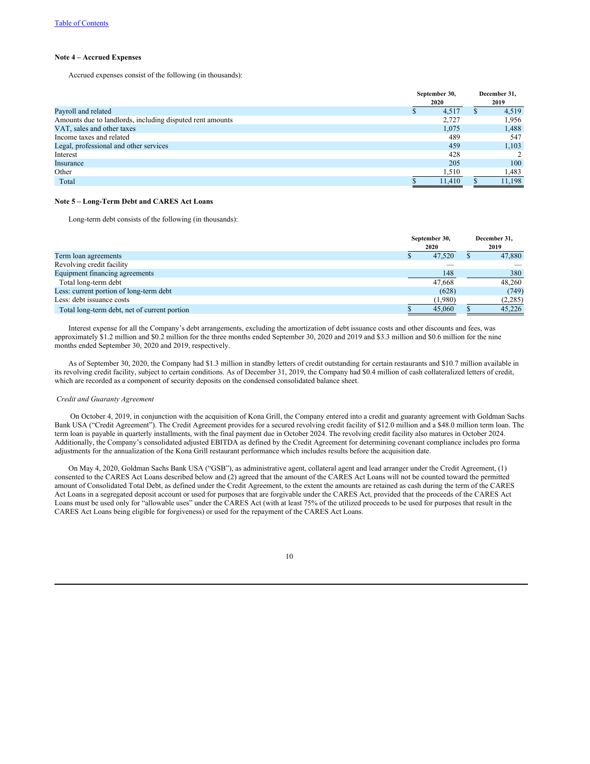### Note 4 – Accrued Expenses

Accrued expenses consist of the following (in thousands):

| | September 30, 2020 | December 31, 2019 |
|---|---|---|
| Payroll and related | $ 4,517 | $ 4,519 |
| Amounts due to landlords, including disputed rent amounts | 2,727 | 1,956 |
| VAT, sales and other taxes | 1,075 | 1,488 |
| Income taxes and related | 489 | 547 |
| Legal, professional and other services | 459 | 1,103 |
| Interest | 428 | 2 |
| Insurance | 205 | 100 |
| Other | 1,510 | 1,483 |
| Total | $ 11,410 | $ 11,198 |

### Note 5 – Long-Term Debt and CARES Act Loans

Long-term debt consists of the following (in thousands):

| | September 30, 2020 | December 31, 2019 |
|---|---|---|
| Term loan agreements | $ 47,520 | $ 47,880 |
| Revolving credit facility | — | — |
| Equipment financing agreements | 148 | 380 |
| Total long-term debt | 47,668 | 48,260 |
| Less: current portion of long-term debt | (628) | (749) |
| Less: debt issuance costs | (1,980) | (2,285) |
| Total long-term debt, net of current portion | $ 45,060 | $ 45,226 |

Interest expense for all the Company's debt arrangements, excluding the amortization of debt issuance costs and other discounts and fees, was approximately $1.2 million and $0.2 million for the three months ended September 30, 2020 and 2019 and $3.3 million and $0.6 million for the nine months ended September 30, 2020 and 2019, respectively.

As of September 30, 2020, the Company had $1.3 million in standby letters of credit outstanding for certain restaurants and $10.7 million available in its revolving credit facility, subject to certain conditions. As of December 31, 2019, the Company had $0.4 million of cash collateralized letters of credit, which are recorded as a component of security deposits on the condensed consolidated balance sheet.

*Credit and Guaranty Agreement*

On October 4, 2019, in conjunction with the acquisition of Kona Grill, the Company entered into a credit and guaranty agreement with Goldman Sachs Bank USA ("Credit Agreement"). The Credit Agreement provides for a secured revolving credit facility of $12.0 million and a $48.0 million term loan. The term loan is payable in quarterly installments, with the final payment due in October 2024. The revolving credit facility also matures in October 2024. Additionally, the Company's consolidated adjusted EBITDA as defined by the Credit Agreement for determining covenant compliance includes pro forma adjustments for the annualization of the Kona Grill restaurant performance which includes results before the acquisition date.

On May 4, 2020, Goldman Sachs Bank USA ("GSB"), as administrative agent, collateral agent and lead arranger under the Credit Agreement, (1) consented to the CARES Act Loans described below and (2) agreed that the amount of the CARES Act Loans will not be counted toward the permitted amount of Consolidated Total Debt, as defined under the Credit Agreement, to the extent the amounts are retained as cash during the term of the CARES Act Loans in a segregated deposit account or used for purposes that are forgivable under the CARES Act, provided that the proceeds of the CARES Act Loans must be used only for "allowable uses" under the CARES Act (with at least 75% of the utilized proceeds to be used for purposes that result in the CARES Act Loans being eligible for forgiveness) or used for the repayment of the CARES Act Loans.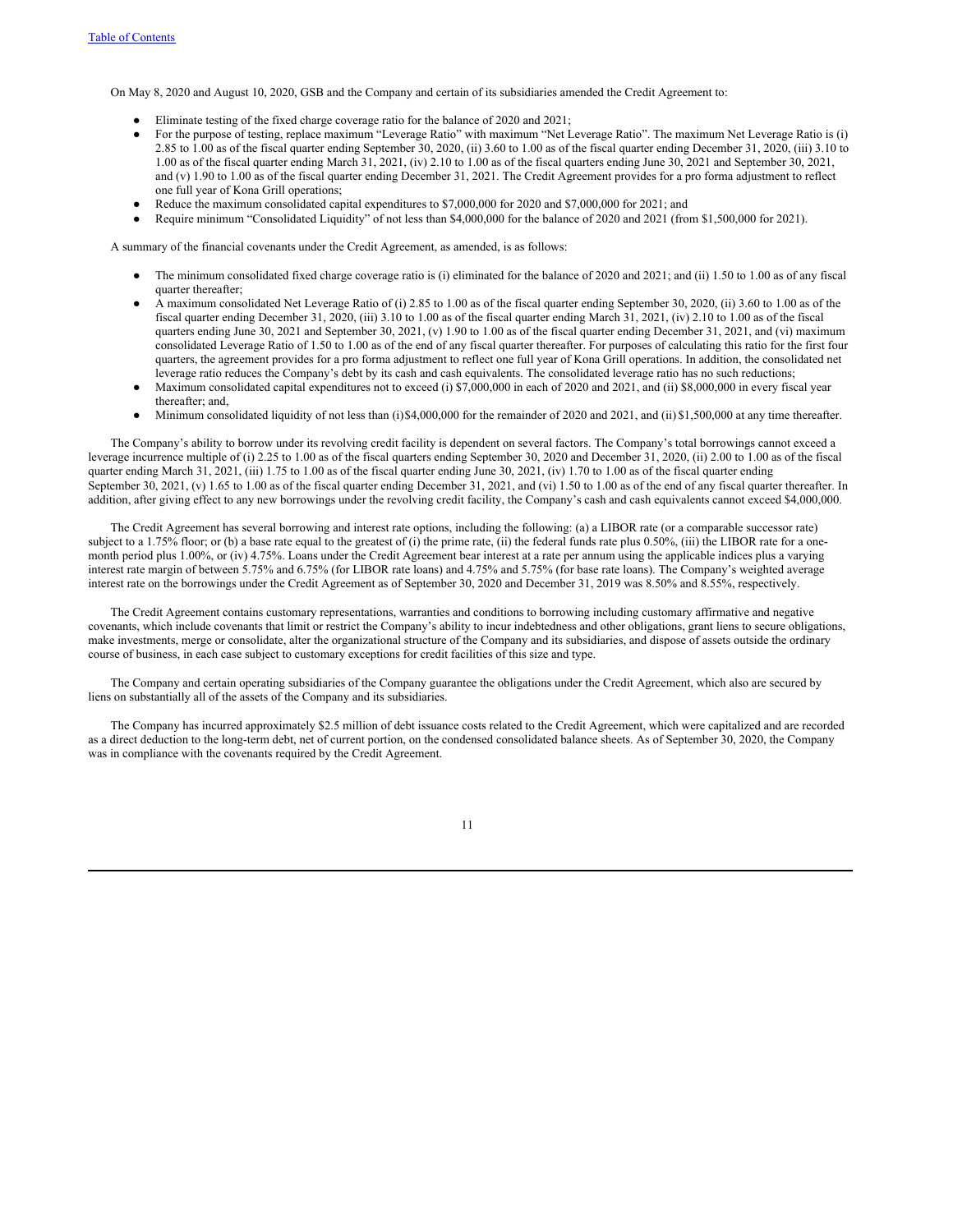On May 8, 2020 and August 10, 2020, GSB and the Company and certain of its subsidiaries amended the Credit Agreement to:

- Eliminate testing of the fixed charge coverage ratio for the balance of 2020 and 2021;
- For the purpose of testing, replace maximum "Leverage Ratio" with maximum "Net Leverage Ratio". The maximum Net Leverage Ratio is (i) 2.85 to 1.00 as of the fiscal quarter ending September 30, 2020, (ii) 3.60 to 1.00 as of the fiscal quarter ending December 31, 2020, (iii) 3.10 to 1.00 as of the fiscal quarter ending March 31, 2021, (iv) 2.10 to 1.00 as of the fiscal quarters ending June 30, 2021 and September 30, 2021, and (v) 1.90 to 1.00 as of the fiscal quarter ending December 31, 2021. The Credit Agreement provides for a pro forma adjustment to reflect one full year of Kona Grill operations;
- Reduce the maximum consolidated capital expenditures to $7,000,000 for 2020 and $7,000,000 for 2021; and
- Require minimum "Consolidated Liquidity" of not less than $4,000,000 for the balance of 2020 and 2021 (from $1,500,000 for 2021).

A summary of the financial covenants under the Credit Agreement, as amended, is as follows:

- The minimum consolidated fixed charge coverage ratio is (i) eliminated for the balance of 2020 and 2021; and (ii) 1.50 to 1.00 as of any fiscal quarter thereafter;
- A maximum consolidated Net Leverage Ratio of (i) 2.85 to 1.00 as of the fiscal quarter ending September 30, 2020, (ii) 3.60 to 1.00 as of the fiscal quarter ending December 31, 2020, (iii) 3.10 to 1.00 as of the fiscal quarter ending March 31, 2021, (iv) 2.10 to 1.00 as of the fiscal quarters ending June 30, 2021 and September 30, 2021, (v) 1.90 to 1.00 as of the fiscal quarter ending December 31, 2021, and (vi) maximum consolidated Leverage Ratio of 1.50 to 1.00 as of the end of any fiscal quarter thereafter. For purposes of calculating this ratio for the first four quarters, the agreement provides for a pro forma adjustment to reflect one full year of Kona Grill operations. In addition, the consolidated net leverage ratio reduces the Company's debt by its cash and cash equivalents. The consolidated leverage ratio has no such reductions;
- Maximum consolidated capital expenditures not to exceed (i) $7,000,000 in each of 2020 and 2021, and (ii) $8,000,000 in every fiscal year thereafter; and,
- Minimum consolidated liquidity of not less than (i) $4,000,000 for the remainder of 2020 and 2021, and (ii) $1,500,000 at any time thereafter.

The Company's ability to borrow under its revolving credit facility is dependent on several factors. The Company's total borrowings cannot exceed a leverage incurrence multiple of (i) 2.25 to 1.00 as of the fiscal quarters ending September 30, 2020 and December 31, 2020, (ii) 2.00 to 1.00 as of the fiscal quarter ending March 31, 2021, (iii) 1.75 to 1.00 as of the fiscal quarter ending June 30, 2021, (iv) 1.70 to 1.00 as of the fiscal quarter ending September 30, 2021, (v) 1.65 to 1.00 as of the fiscal quarter ending December 31, 2021, and (vi) 1.50 to 1.00 as of the end of any fiscal quarter thereafter. In addition, after giving effect to any new borrowings under the revolving credit facility, the Company's cash and cash equivalents cannot exceed $4,000,000.

The Credit Agreement has several borrowing and interest rate options, including the following: (a) a LIBOR rate (or a comparable successor rate) subject to a 1.75% floor; or (b) a base rate equal to the greatest of (i) the prime rate, (ii) the federal funds rate plus 0.50%, (iii) the LIBOR rate for a one-month period plus 1.00%, or (iv) 4.75%. Loans under the Credit Agreement bear interest at a rate per annum using the applicable indices plus a varying interest rate margin of between 5.75% and 6.75% (for LIBOR rate loans) and 4.75% and 5.75% (for base rate loans). The Company's weighted average interest rate on the borrowings under the Credit Agreement as of September 30, 2020 and December 31, 2019 was 8.50% and 8.55%, respectively.

The Credit Agreement contains customary representations, warranties and conditions to borrowing including customary affirmative and negative covenants, which include covenants that limit or restrict the Company's ability to incur indebtedness and other obligations, grant liens to secure obligations, make investments, merge or consolidate, alter the organizational structure of the Company and its subsidiaries, and dispose of assets outside the ordinary course of business, in each case subject to customary exceptions for credit facilities of this size and type.

The Company and certain operating subsidiaries of the Company guarantee the obligations under the Credit Agreement, which also are secured by liens on substantially all of the assets of the Company and its subsidiaries.

The Company has incurred approximately $2.5 million of debt issuance costs related to the Credit Agreement, which were capitalized and are recorded as a direct deduction to the long-term debt, net of current portion, on the condensed consolidated balance sheets. As of September 30, 2020, the Company was in compliance with the covenants required by the Credit Agreement.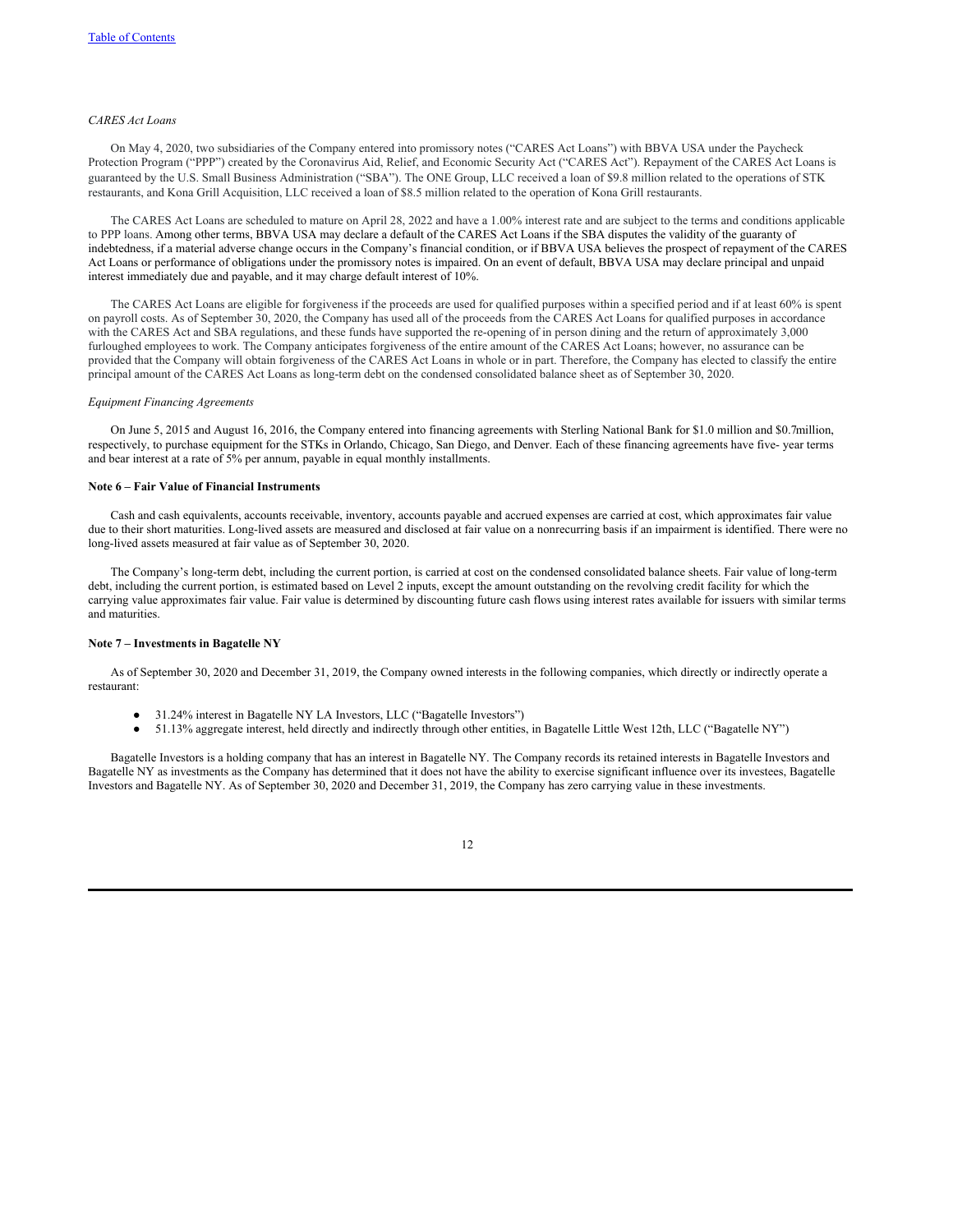*CARES Act Loans*

On May 4, 2020, two subsidiaries of the Company entered into promissory notes ("CARES Act Loans") with BBVA USA under the Paycheck Protection Program ("PPP") created by the Coronavirus Aid, Relief, and Economic Security Act ("CARES Act"). Repayment of the CARES Act Loans is guaranteed by the U.S. Small Business Administration ("SBA"). The ONE Group, LLC received a loan of $9.8 million related to the operations of STK restaurants, and Kona Grill Acquisition, LLC received a loan of $8.5 million related to the operation of Kona Grill restaurants.

The CARES Act Loans are scheduled to mature on April 28, 2022 and have a 1.00% interest rate and are subject to the terms and conditions applicable to PPP loans. Among other terms, BBVA USA may declare a default of the CARES Act Loans if the SBA disputes the validity of the guaranty of indebtedness, if a material adverse change occurs in the Company's financial condition, or if BBVA USA believes the prospect of repayment of the CARES Act Loans or performance of obligations under the promissory notes is impaired. On an event of default, BBVA USA may declare principal and unpaid interest immediately due and payable, and it may charge default interest of 10%.

The CARES Act Loans are eligible for forgiveness if the proceeds are used for qualified purposes within a specified period and if at least 60% is spent on payroll costs. As of September 30, 2020, the Company has used all of the proceeds from the CARES Act Loans for qualified purposes in accordance with the CARES Act and SBA regulations, and these funds have supported the re-opening of in person dining and the return of approximately 3,000 furloughed employees to work. The Company anticipates forgiveness of the entire amount of the CARES Act Loans; however, no assurance can be provided that the Company will obtain forgiveness of the CARES Act Loans in whole or in part. Therefore, the Company has elected to classify the entire principal amount of the CARES Act Loans as long-term debt on the condensed consolidated balance sheet as of September 30, 2020.

*Equipment Financing Agreements*

On June 5, 2015 and August 16, 2016, the Company entered into financing agreements with Sterling National Bank for $1.0 million and $0.7million, respectively, to purchase equipment for the STKs in Orlando, Chicago, San Diego, and Denver. Each of these financing agreements have five- year terms and bear interest at a rate of 5% per annum, payable in equal monthly installments.

**Note 6 – Fair Value of Financial Instruments**

Cash and cash equivalents, accounts receivable, inventory, accounts payable and accrued expenses are carried at cost, which approximates fair value due to their short maturities. Long-lived assets are measured and disclosed at fair value on a nonrecurring basis if an impairment is identified. There were no long-lived assets measured at fair value as of September 30, 2020.

The Company's long-term debt, including the current portion, is carried at cost on the condensed consolidated balance sheets. Fair value of long-term debt, including the current portion, is estimated based on Level 2 inputs, except the amount outstanding on the revolving credit facility for which the carrying value approximates fair value. Fair value is determined by discounting future cash flows using interest rates available for issuers with similar terms and maturities.

**Note 7 – Investments in Bagatelle NY**

As of September 30, 2020 and December 31, 2019, the Company owned interests in the following companies, which directly or indirectly operate a restaurant:

- 31.24% interest in Bagatelle NY LA Investors, LLC ("Bagatelle Investors")
- 51.13% aggregate interest, held directly and indirectly through other entities, in Bagatelle Little West 12th, LLC ("Bagatelle NY")

Bagatelle Investors is a holding company that has an interest in Bagatelle NY. The Company records its retained interests in Bagatelle Investors and Bagatelle NY as investments as the Company has determined that it does not have the ability to exercise significant influence over its investees, Bagatelle Investors and Bagatelle NY. As of September 30, 2020 and December 31, 2019, the Company has zero carrying value in these investments.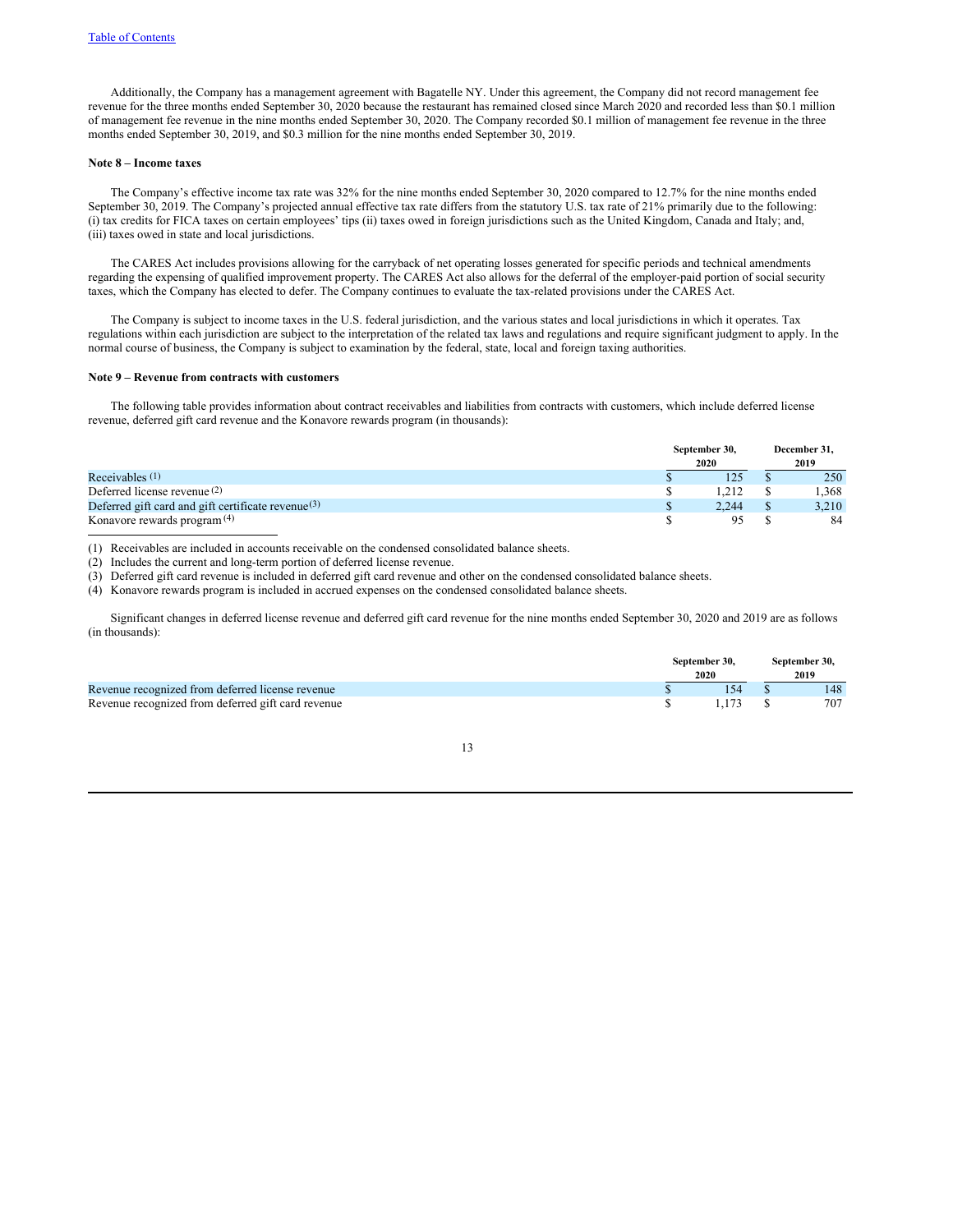Additionally, the Company has a management agreement with Bagatelle NY. Under this agreement, the Company did not record management fee revenue for the three months ended September 30, 2020 because the restaurant has remained closed since March 2020 and recorded less than $0.1 million of management fee revenue in the nine months ended September 30, 2020. The Company recorded $0.1 million of management fee revenue in the three months ended September 30, 2019, and $0.3 million for the nine months ended September 30, 2019.

**Note 8 – Income taxes**

The Company's effective income tax rate was 32% for the nine months ended September 30, 2020 compared to 12.7% for the nine months ended September 30, 2019. The Company's projected annual effective tax rate differs from the statutory U.S. tax rate of 21% primarily due to the following: (i) tax credits for FICA taxes on certain employees' tips (ii) taxes owed in foreign jurisdictions such as the United Kingdom, Canada and Italy; and, (iii) taxes owed in state and local jurisdictions.

The CARES Act includes provisions allowing for the carryback of net operating losses generated for specific periods and technical amendments regarding the expensing of qualified improvement property. The CARES Act also allows for the deferral of the employer-paid portion of social security taxes, which the Company has elected to defer. The Company continues to evaluate the tax-related provisions under the CARES Act.

The Company is subject to income taxes in the U.S. federal jurisdiction, and the various states and local jurisdictions in which it operates. Tax regulations within each jurisdiction are subject to the interpretation of the related tax laws and regulations and require significant judgment to apply. In the normal course of business, the Company is subject to examination by the federal, state, local and foreign taxing authorities.

**Note 9 – Revenue from contracts with customers**

The following table provides information about contract receivables and liabilities from contracts with customers, which include deferred license revenue, deferred gift card revenue and the Konavore rewards program (in thousands):

| | September 30, 2020 | December 31, 2019 |
|---|---|---|
| Receivables (1) | $ 125 | $ 250 |
| Deferred license revenue (2) | $ 1,212 | $ 1,368 |
| Deferred gift card and gift certificate revenue (3) | $ 2,244 | $ 3,210 |
| Konavore rewards program (4) | $ 95 | $ 84 |

(1) Receivables are included in accounts receivable on the condensed consolidated balance sheets.
(2) Includes the current and long-term portion of deferred license revenue.
(3) Deferred gift card revenue is included in deferred gift card revenue and other on the condensed consolidated balance sheets.
(4) Konavore rewards program is included in accrued expenses on the condensed consolidated balance sheets.

Significant changes in deferred license revenue and deferred gift card revenue for the nine months ended September 30, 2020 and 2019 are as follows (in thousands):

| | September 30, 2020 | September 30, 2019 |
|---|---|---|
| Revenue recognized from deferred license revenue | $ 154 | $ 148 |
| Revenue recognized from deferred gift card revenue | $ 1,173 | $ 707 |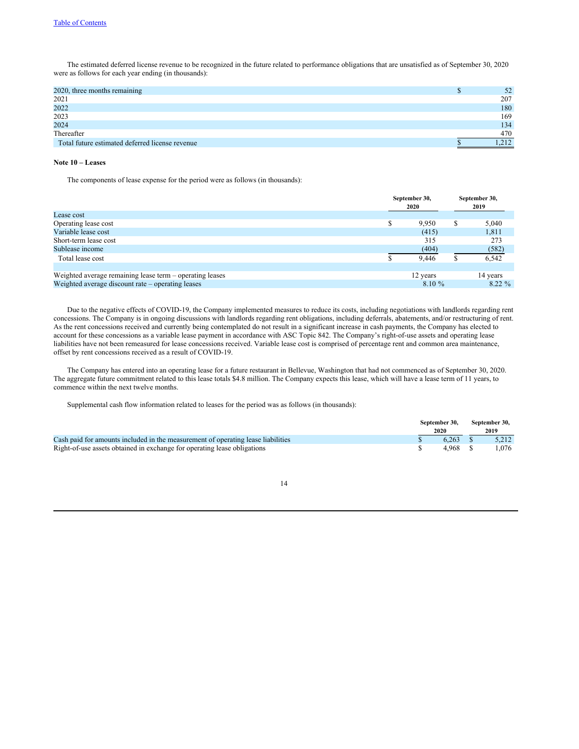The estimated deferred license revenue to be recognized in the future related to performance obligations that are unsatisfied as of September 30, 2020 were as follows for each year ending (in thousands):

| | |
|---|---|
| 2020, three months remaining | $ 52 |
| 2021 | 207 |
| 2022 | 180 |
| 2023 | 169 |
| 2024 | 134 |
| Thereafter | 470 |
| Total future estimated deferred license revenue | $ 1,212 |

**Note 10 – Leases**

The components of lease expense for the period were as follows (in thousands):

| | September 30, 2020 | September 30, 2019 |
|---|---|---|
| Lease cost | | |
| Operating lease cost | $ 9,950 | $ 5,040 |
| Variable lease cost | (415) | 1,811 |
| Short-term lease cost | 315 | 273 |
| Sublease income | (404) | (582) |
| Total lease cost | $ 9,446 | $ 6,542 |
| | | |
| Weighted average remaining lease term – operating leases | 12 years | 14 years |
| Weighted average discount rate – operating leases | 8.10 % | 8.22 % |

Due to the negative effects of COVID-19, the Company implemented measures to reduce its costs, including negotiations with landlords regarding rent concessions. The Company is in ongoing discussions with landlords regarding rent obligations, including deferrals, abatements, and/or restructuring of rent. As the rent concessions received and currently being contemplated do not result in a significant increase in cash payments, the Company has elected to account for these concessions as a variable lease payment in accordance with ASC Topic 842. The Company's right-of-use assets and operating lease liabilities have not been remeasured for lease concessions received. Variable lease cost is comprised of percentage rent and common area maintenance, offset by rent concessions received as a result of COVID-19.

The Company has entered into an operating lease for a future restaurant in Bellevue, Washington that had not commenced as of September 30, 2020. The aggregate future commitment related to this lease totals $4.8 million. The Company expects this lease, which will have a lease term of 11 years, to commence within the next twelve months.

Supplemental cash flow information related to leases for the period was as follows (in thousands):

| | September 30, 2020 | September 30, 2019 |
|---|---|---|
| Cash paid for amounts included in the measurement of operating lease liabilities | $ 6,263 | $ 5,212 |
| Right-of-use assets obtained in exchange for operating lease obligations | $ 4,968 | $ 1,076 |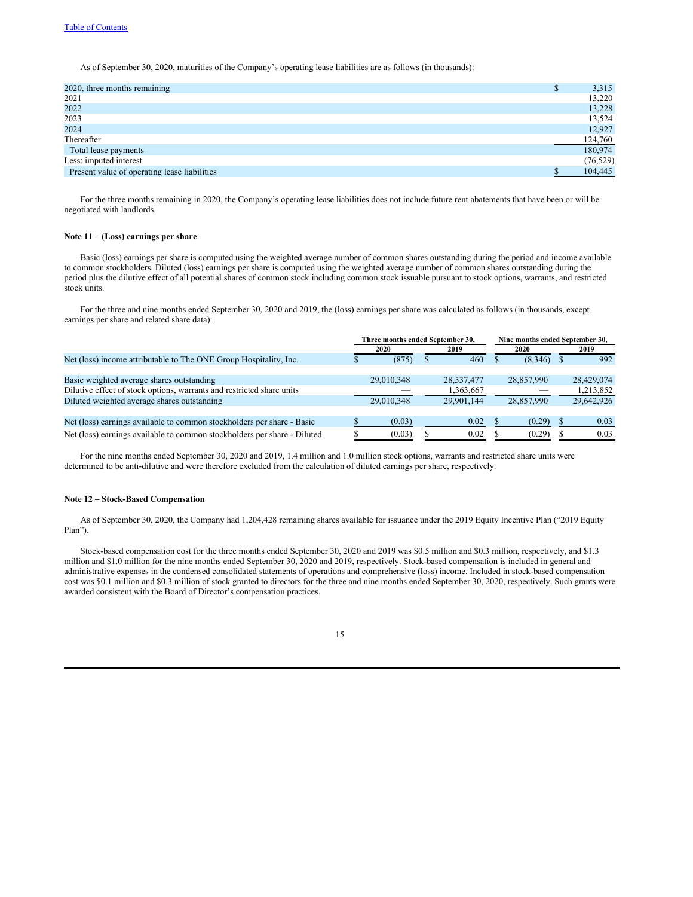As of September 30, 2020, maturities of the Company's operating lease liabilities are as follows (in thousands):

| | |
|---|---|
| 2020, three months remaining | $ 3,315 |
| 2021 | 13,220 |
| 2022 | 13,228 |
| 2023 | 13,524 |
| 2024 | 12,927 |
| Thereafter | 124,760 |
| Total lease payments | 180,974 |
| Less: imputed interest | (76,529) |
| Present value of operating lease liabilities | $ 104,445 |

For the three months remaining in 2020, the Company's operating lease liabilities does not include future rent abatements that have been or will be negotiated with landlords.

**Note 11 – (Loss) earnings per share**

Basic (loss) earnings per share is computed using the weighted average number of common shares outstanding during the period and income available to common stockholders. Diluted (loss) earnings per share is computed using the weighted average number of common shares outstanding during the period plus the dilutive effect of all potential shares of common stock including common stock issuable pursuant to stock options, warrants, and restricted stock units.

For the three and nine months ended September 30, 2020 and 2019, the (loss) earnings per share was calculated as follows (in thousands, except earnings per share and related share data):

| | Three months ended September 30, | | Nine months ended September 30, | |
|---|---|---|---|---|
| | 2020 | 2019 | 2020 | 2019 |
| Net (loss) income attributable to The ONE Group Hospitality, Inc. | $ (875) | $ 460 | $ (8,346) | $ 992 |
| Basic weighted average shares outstanding | 29,010,348 | 28,537,477 | 28,857,990 | 28,429,074 |
| Dilutive effect of stock options, warrants and restricted share units | — | 1,363,667 | — | 1,213,852 |
| Diluted weighted average shares outstanding | 29,010,348 | 29,901,144 | 28,857,990 | 29,642,926 |
| Net (loss) earnings available to common stockholders per share - Basic | $ (0.03) | 0.02 | $ (0.29) | $ 0.03 |
| Net (loss) earnings available to common stockholders per share - Diluted | $ (0.03) | $ 0.02 | $ (0.29) | $ 0.03 |

For the nine months ended September 30, 2020 and 2019, 1.4 million and 1.0 million stock options, warrants and restricted share units were determined to be anti-dilutive and were therefore excluded from the calculation of diluted earnings per share, respectively.

**Note 12 – Stock-Based Compensation**

As of September 30, 2020, the Company had 1,204,428 remaining shares available for issuance under the 2019 Equity Incentive Plan ("2019 Equity Plan").

Stock-based compensation cost for the three months ended September 30, 2020 and 2019 was $0.5 million and $0.3 million, respectively, and $1.3 million and $1.0 million for the nine months ended September 30, 2020 and 2019, respectively. Stock-based compensation is included in general and administrative expenses in the condensed consolidated statements of operations and comprehensive (loss) income. Included in stock-based compensation cost was $0.1 million and $0.3 million of stock granted to directors for the three and nine months ended September 30, 2020, respectively. Such grants were awarded consistent with the Board of Director's compensation practices.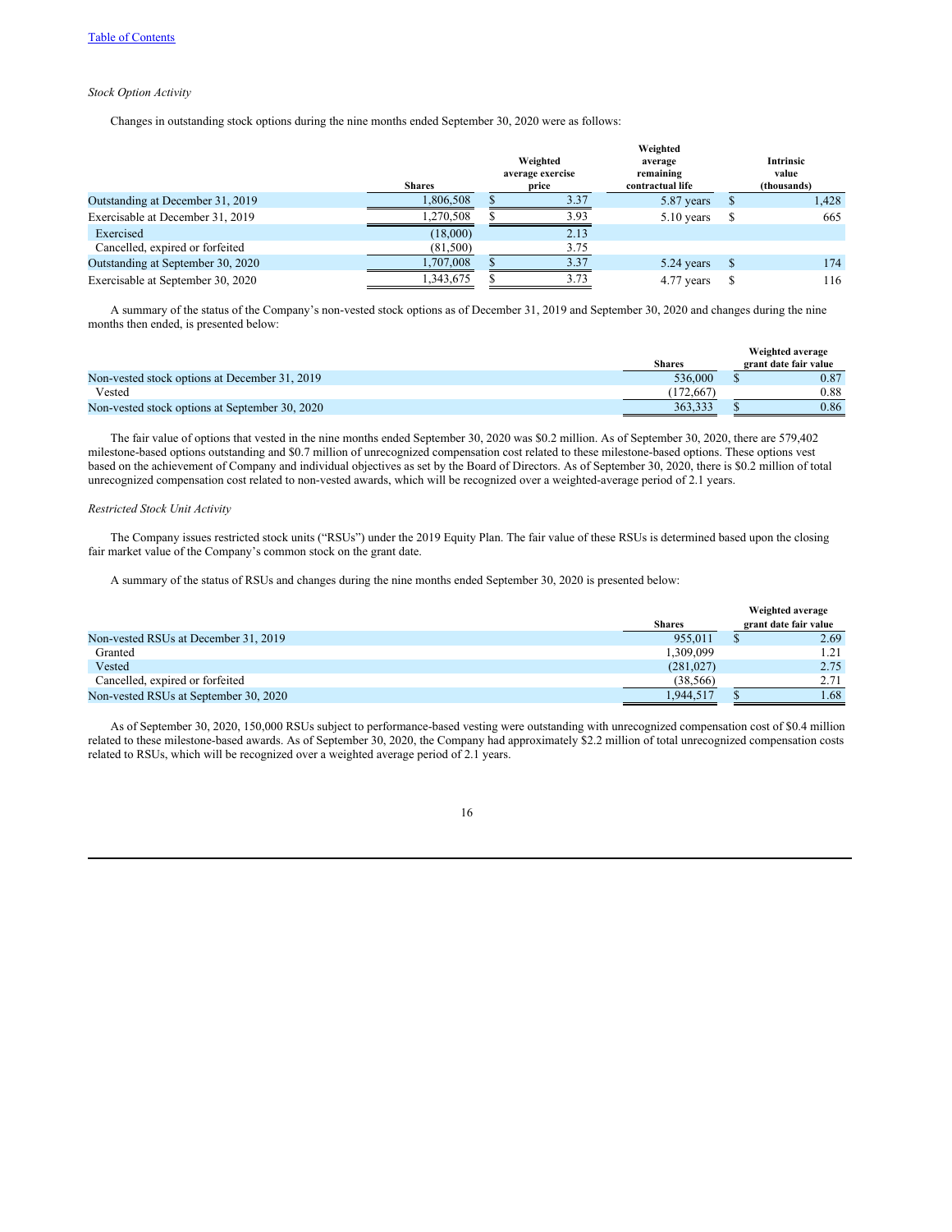*Stock Option Activity*

Changes in outstanding stock options during the nine months ended September 30, 2020 were as follows:

| | Shares | Weighted average exercise price | Weighted average remaining contractual life | Intrinsic value (thousands) |
|---|---|---|---|---|
| Outstanding at December 31, 2019 | 1,806,508 | $ 3.37 | 5.87 years | $ 1,428 |
| Exercisable at December 31, 2019 | 1,270,508 | $ 3.93 | 5.10 years | $ 665 |
| Exercised | (18,000) | 2.13 | | |
| Cancelled, expired or forfeited | (81,500) | 3.75 | | |
| Outstanding at September 30, 2020 | 1,707,008 | $ 3.37 | 5.24 years | $ 174 |
| Exercisable at September 30, 2020 | 1,343,675 | $ 3.73 | 4.77 years | $ 116 |

A summary of the status of the Company's non-vested stock options as of December 31, 2019 and September 30, 2020 and changes during the nine months then ended, is presented below:

| | Shares | Weighted average grant date fair value |
|---|---|---|
| Non-vested stock options at December 31, 2019 | 536,000 | $ 0.87 |
| Vested | (172,667) | 0.88 |
| Non-vested stock options at September 30, 2020 | 363,333 | $ 0.86 |

The fair value of options that vested in the nine months ended September 30, 2020 was $0.2 million. As of September 30, 2020, there are 579,402 milestone-based options outstanding and $0.7 million of unrecognized compensation cost related to these milestone-based options. These options vest based on the achievement of Company and individual objectives as set by the Board of Directors. As of September 30, 2020, there is $0.2 million of total unrecognized compensation cost related to non-vested awards, which will be recognized over a weighted-average period of 2.1 years.

*Restricted Stock Unit Activity*

The Company issues restricted stock units ("RSUs") under the 2019 Equity Plan. The fair value of these RSUs is determined based upon the closing fair market value of the Company's common stock on the grant date.

A summary of the status of RSUs and changes during the nine months ended September 30, 2020 is presented below:

| | Shares | Weighted average grant date fair value |
|---|---|---|
| Non-vested RSUs at December 31, 2019 | 955,011 | $ 2.69 |
| Granted | 1,309,099 | 1.21 |
| Vested | (281,027) | 2.75 |
| Cancelled, expired or forfeited | (38,566) | 2.71 |
| Non-vested RSUs at September 30, 2020 | 1,944,517 | $ 1.68 |

As of September 30, 2020, 150,000 RSUs subject to performance-based vesting were outstanding with unrecognized compensation cost of $0.4 million related to these milestone-based awards. As of September 30, 2020, the Company had approximately $2.2 million of total unrecognized compensation costs related to RSUs, which will be recognized over a weighted average period of 2.1 years.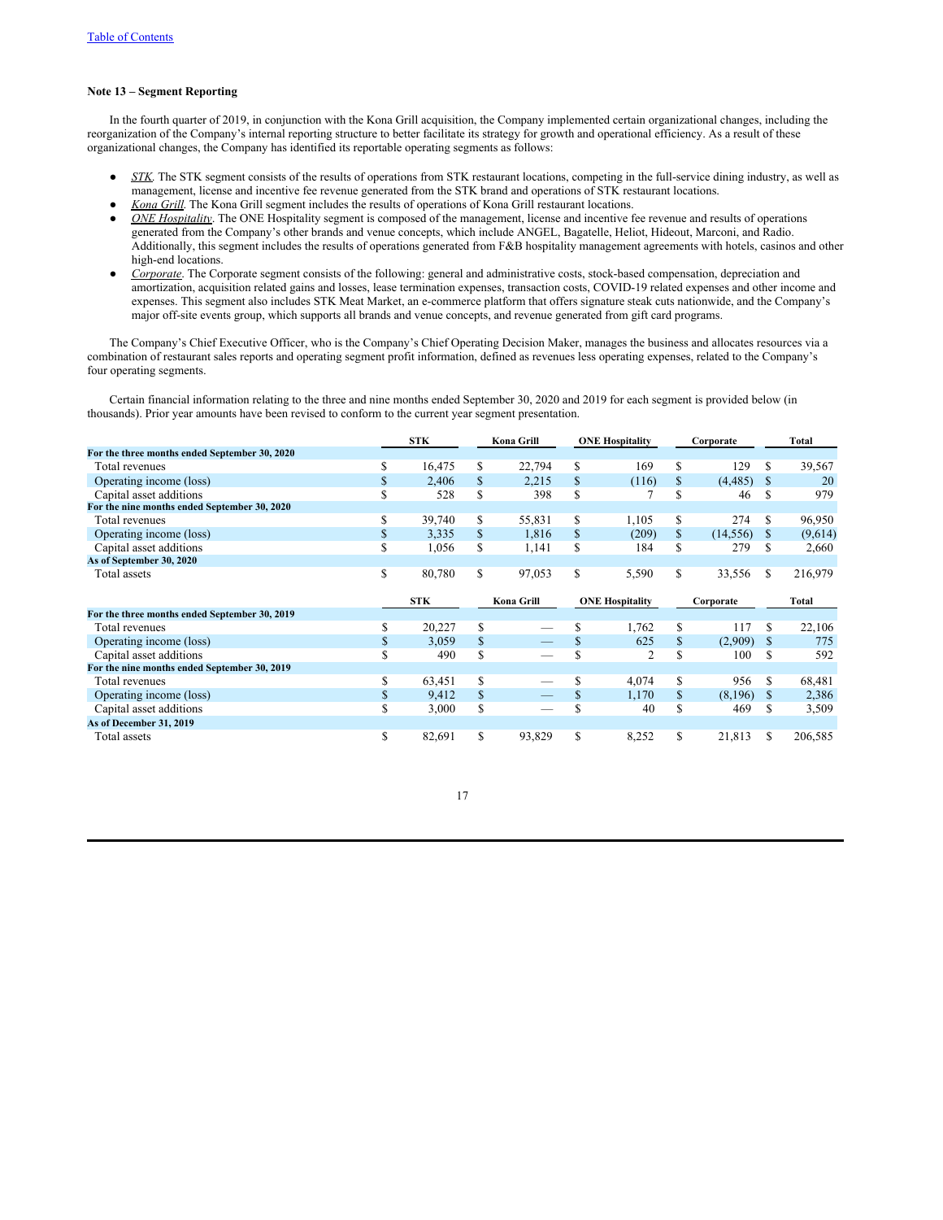[Table of Contents](#)

**Note 13 – Segment Reporting**

In the fourth quarter of 2019, in conjunction with the Kona Grill acquisition, the Company implemented certain organizational changes, including the reorganization of the Company's internal reporting structure to better facilitate its strategy for growth and operational efficiency. As a result of these organizational changes, the Company has identified its reportable operating segments as follows:

- *STK*. The STK segment consists of the results of operations from STK restaurant locations, competing in the full-service dining industry, as well as management, license and incentive fee revenue generated from the STK brand and operations of STK restaurant locations.
- *Kona Grill*. The Kona Grill segment includes the results of operations of Kona Grill restaurant locations.
- *ONE Hospitality*. The ONE Hospitality segment is composed of the management, license and incentive fee revenue and results of operations generated from the Company's other brands and venue concepts, which include ANGEL, Bagatelle, Heliot, Hideout, Marconi, and Radio. Additionally, this segment includes the results of operations generated from F&B hospitality management agreements with hotels, casinos and other high-end locations.
- *Corporate*. The Corporate segment consists of the following: general and administrative costs, stock-based compensation, depreciation and amortization, acquisition related gains and losses, lease termination expenses, transaction costs, COVID-19 related expenses and other income and expenses. This segment also includes STK Meat Market, an e-commerce platform that offers signature steak cuts nationwide, and the Company's major off-site events group, which supports all brands and venue concepts, and revenue generated from gift card programs.

The Company's Chief Executive Officer, who is the Company's Chief Operating Decision Maker, manages the business and allocates resources via a combination of restaurant sales reports and operating segment profit information, defined as revenues less operating expenses, related to the Company's four operating segments.

Certain financial information relating to the three and nine months ended September 30, 2020 and 2019 for each segment is provided below (in thousands). Prior year amounts have been revised to conform to the current year segment presentation.

| | STK | Kona Grill | ONE Hospitality | Corporate | Total |
|---|---|---|---|---|---|
| **For the three months ended September 30, 2020** | | | | | |
| Total revenues | $ 16,475 | $ 22,794 | $ 169 | $ 129 | $ 39,567 |
| Operating income (loss) | $ 2,406 | $ 2,215 | $ (116) | $ (4,485) | $ 20 |
| Capital asset additions | $ 528 | $ 398 | $ 7 | $ 46 | $ 979 |
| **For the nine months ended September 30, 2020** | | | | | |
| Total revenues | $ 39,740 | $ 55,831 | $ 1,105 | $ 274 | $ 96,950 |
| Operating income (loss) | $ 3,335 | $ 1,816 | $ (209) | $ (14,556) | $ (9,614) |
| Capital asset additions | $ 1,056 | $ 1,141 | $ 184 | $ 279 | $ 2,660 |
| **As of September 30, 2020** | | | | | |
| Total assets | $ 80,780 | $ 97,053 | $ 5,590 | $ 33,556 | $ 216,979 |

| | STK | Kona Grill | ONE Hospitality | Corporate | Total |
|---|---|---|---|---|---|
| **For the three months ended September 30, 2019** | | | | | |
| Total revenues | $ 20,227 | $ — | $ 1,762 | $ 117 | $ 22,106 |
| Operating income (loss) | $ 3,059 | $ — | $ 625 | $ (2,909) | $ 775 |
| Capital asset additions | $ 490 | $ — | $ 2 | $ 100 | $ 592 |
| **For the nine months ended September 30, 2019** | | | | | |
| Total revenues | $ 63,451 | $ — | $ 4,074 | $ 956 | $ 68,481 |
| Operating income (loss) | $ 9,412 | $ — | $ 1,170 | $ (8,196) | $ 2,386 |
| Capital asset additions | $ 3,000 | $ — | $ 40 | $ 469 | $ 3,509 |
| **As of December 31, 2019** | | | | | |
| Total assets | $ 82,691 | $ 93,829 | $ 8,252 | $ 21,813 | $ 206,585 |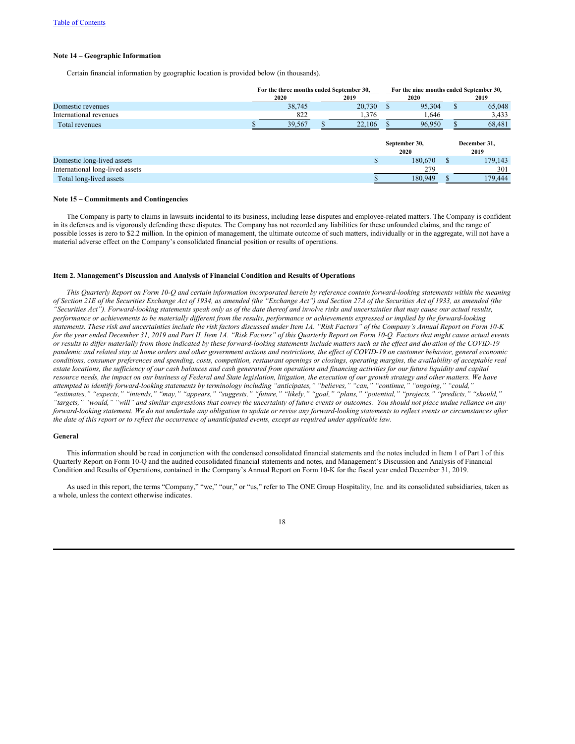[Table of Contents](#)

**Note 14 – Geographic Information**

Certain financial information by geographic location is provided below (in thousands).

| | For the three months ended September 30, | | For the nine months ended September 30, | |
|---|---|---|---|---|
| | 2020 | 2019 | 2020 | 2019 |
| Domestic revenues | 38,745 | 20,730 | $ 95,304 | $ 65,048 |
| International revenues | 822 | 1,376 | 1,646 | 3,433 |
| Total revenues | $ 39,567 | $ 22,106 | $ 96,950 | $ 68,481 |

| | September 30, 2020 | December 31, 2019 |
|---|---|---|
| Domestic long-lived assets | $ 180,670 | $ 179,143 |
| International long-lived assets | 279 | 301 |
| Total long-lived assets | $ 180,949 | $ 179,444 |

**Note 15 – Commitments and Contingencies**

The Company is party to claims in lawsuits incidental to its business, including lease disputes and employee-related matters. The Company is confident in its defenses and is vigorously defending these disputes. The Company has not recorded any liabilities for these unfounded claims, and the range of possible losses is zero to $2.2 million. In the opinion of management, the ultimate outcome of such matters, individually or in the aggregate, will not have a material adverse effect on the Company's consolidated financial position or results of operations.

## Item 2. Management's Discussion and Analysis of Financial Condition and Results of Operations

*This Quarterly Report on Form 10-Q and certain information incorporated herein by reference contain forward-looking statements within the meaning of Section 21E of the Securities Exchange Act of 1934, as amended (the "Exchange Act") and Section 27A of the Securities Act of 1933, as amended (the "Securities Act"). Forward-looking statements speak only as of the date thereof and involve risks and uncertainties that may cause our actual results, performance or achievements to be materially different from the results, performance or achievements expressed or implied by the forward-looking statements. These risk and uncertainties include the risk factors discussed under Item 1A. "Risk Factors" of the Company's Annual Report on Form 10-K for the year ended December 31, 2019 and Part II, Item 1A. "Risk Factors" of this Quarterly Report on Form 10-Q. Factors that might cause actual events or results to differ materially from those indicated by these forward-looking statements include matters such as the effect and duration of the COVID-19 pandemic and related stay at home orders and other government actions and restrictions, the effect of COVID-19 on customer behavior, general economic conditions, consumer preferences and spending, costs, competition, restaurant openings or closings, operating margins, the availability of acceptable real estate locations, the sufficiency of our cash balances and cash generated from operations and financing activities for our future liquidity and capital resource needs, the impact on our business of Federal and State legislation, litigation, the execution of our growth strategy and other matters. We have attempted to identify forward-looking statements by terminology including "anticipates," "believes," "can," "continue," "ongoing," "could," "estimates," "expects," "intends," "may," "appears," "suggests," "future," "likely," "goal," "plans," "potential," "projects," "predicts," "should," "targets," "would," "will" and similar expressions that convey the uncertainty of future events or outcomes. You should not place undue reliance on any forward-looking statement. We do not undertake any obligation to update or revise any forward-looking statements to reflect events or circumstances after the date of this report or to reflect the occurrence of unanticipated events, except as required under applicable law.*

**General**

This information should be read in conjunction with the condensed consolidated financial statements and the notes included in Item 1 of Part I of this Quarterly Report on Form 10-Q and the audited consolidated financial statements and notes, and Management's Discussion and Analysis of Financial Condition and Results of Operations, contained in the Company's Annual Report on Form 10-K for the fiscal year ended December 31, 2019.

As used in this report, the terms "Company," "we," "our," or "us," refer to The ONE Group Hospitality, Inc. and its consolidated subsidiaries, taken as a whole, unless the context otherwise indicates.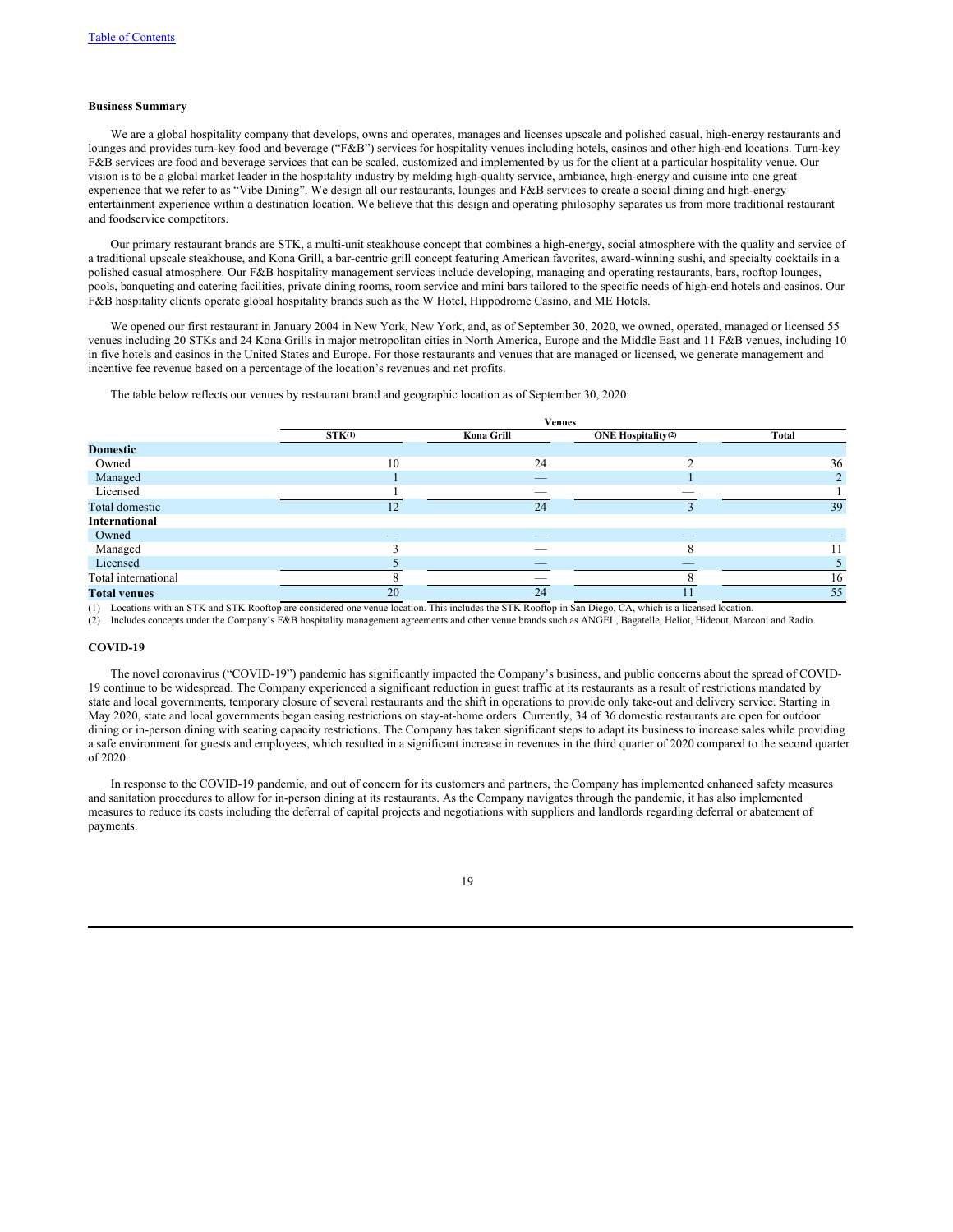Table of Contents

**Business Summary**

We are a global hospitality company that develops, owns and operates, manages and licenses upscale and polished casual, high-energy restaurants and lounges and provides turn-key food and beverage ("F&B") services for hospitality venues including hotels, casinos and other high-end locations. Turn-key F&B services are food and beverage services that can be scaled, customized and implemented by us for the client at a particular hospitality venue. Our vision is to be a global market leader in the hospitality industry by melding high-quality service, ambiance, high-energy and cuisine into one great experience that we refer to as "Vibe Dining". We design all our restaurants, lounges and F&B services to create a social dining and high-energy entertainment experience within a destination location. We believe that this design and operating philosophy separates us from more traditional restaurant and foodservice competitors.

Our primary restaurant brands are STK, a multi-unit steakhouse concept that combines a high-energy, social atmosphere with the quality and service of a traditional upscale steakhouse, and Kona Grill, a bar-centric grill concept featuring American favorites, award-winning sushi, and specialty cocktails in a polished casual atmosphere. Our F&B hospitality management services include developing, managing and operating restaurants, bars, rooftop lounges, pools, banqueting and catering facilities, private dining rooms, room service and mini bars tailored to the specific needs of high-end hotels and casinos. Our F&B hospitality clients operate global hospitality brands such as the W Hotel, Hippodrome Casino, and ME Hotels.

We opened our first restaurant in January 2004 in New York, New York, and, as of September 30, 2020, we owned, operated, managed or licensed 55 venues including 20 STKs and 24 Kona Grills in major metropolitan cities in North America, Europe and the Middle East and 11 F&B venues, including 10 in five hotels and casinos in the United States and Europe. For those restaurants and venues that are managed or licensed, we generate management and incentive fee revenue based on a percentage of the location's revenues and net profits.

The table below reflects our venues by restaurant brand and geographic location as of September 30, 2020:

| | Venues | | | |
|---|---|---|---|---|
| | STK(1) | Kona Grill | ONE Hospitality(2) | Total |
| **Domestic** | | | | |
| Owned | 10 | 24 | 2 | 36 |
| Managed | 1 | — | 1 | 2 |
| Licensed | 1 | — | — | 1 |
| Total domestic | 12 | 24 | 3 | 39 |
| **International** | | | | |
| Owned | — | — | — | — |
| Managed | 3 | — | 8 | 11 |
| Licensed | 5 | — | — | 5 |
| Total international | 8 | — | 8 | 16 |
| **Total venues** | 20 | 24 | 11 | 55 |

(1) Locations with an STK and STK Rooftop are considered one venue location. This includes the STK Rooftop in San Diego, CA, which is a licensed location.
(2) Includes concepts under the Company's F&B hospitality management agreements and other venue brands such as ANGEL, Bagatelle, Heliot, Hideout, Marconi and Radio.

**COVID-19**

The novel coronavirus ("COVID-19") pandemic has significantly impacted the Company's business, and public concerns about the spread of COVID-19 continue to be widespread. The Company experienced a significant reduction in guest traffic at its restaurants as a result of restrictions mandated by state and local governments, temporary closure of several restaurants and the shift in operations to provide only take-out and delivery service. Starting in May 2020, state and local governments began easing restrictions on stay-at-home orders. Currently, 34 of 36 domestic restaurants are open for outdoor dining or in-person dining with seating capacity restrictions. The Company has taken significant steps to adapt its business to increase sales while providing a safe environment for guests and employees, which resulted in a significant increase in revenues in the third quarter of 2020 compared to the second quarter of 2020.

In response to the COVID-19 pandemic, and out of concern for its customers and partners, the Company has implemented enhanced safety measures and sanitation procedures to allow for in-person dining at its restaurants. As the Company navigates through the pandemic, it has also implemented measures to reduce its costs including the deferral of capital projects and negotiations with suppliers and landlords regarding deferral or abatement of payments.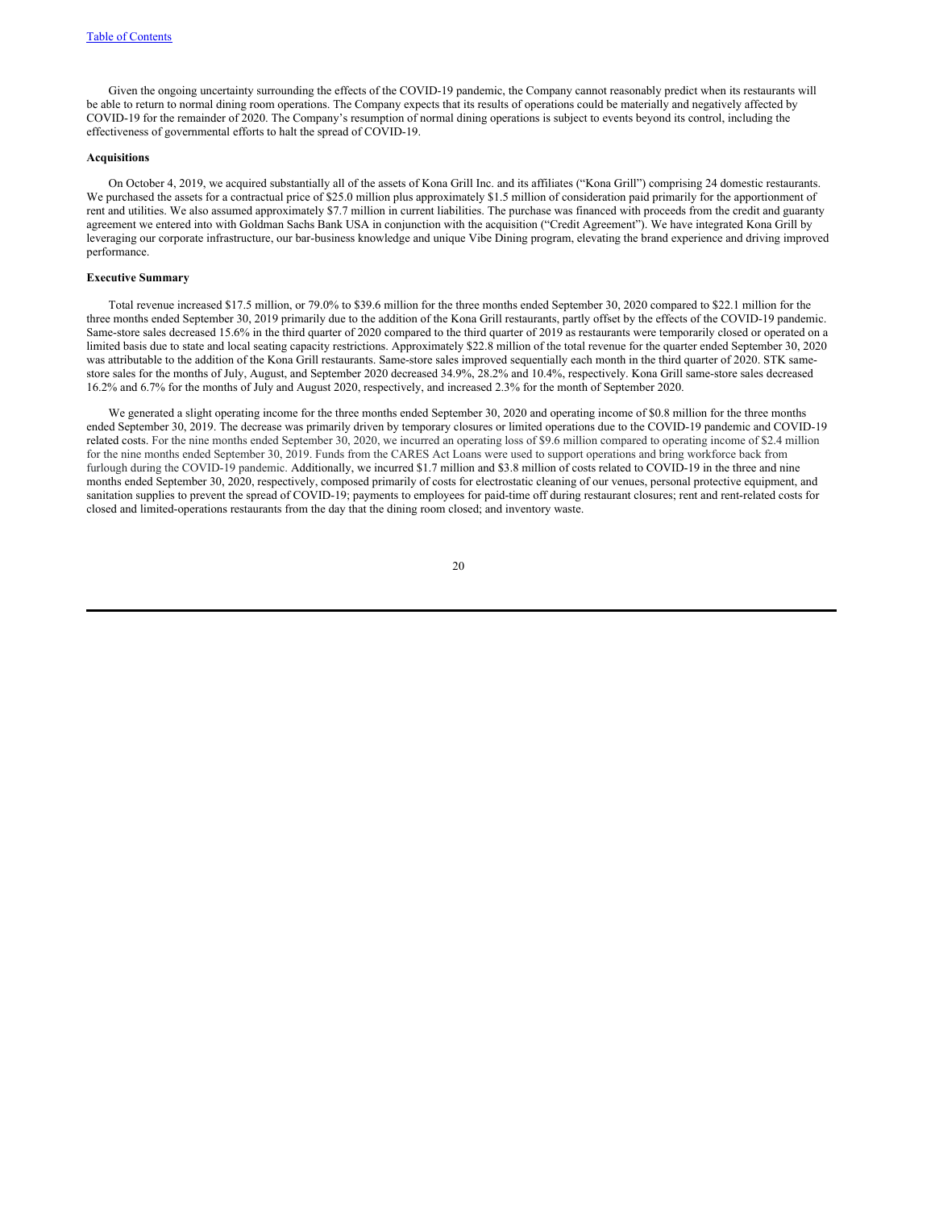Given the ongoing uncertainty surrounding the effects of the COVID-19 pandemic, the Company cannot reasonably predict when its restaurants will be able to return to normal dining room operations. The Company expects that its results of operations could be materially and negatively affected by COVID-19 for the remainder of 2020. The Company's resumption of normal dining operations is subject to events beyond its control, including the effectiveness of governmental efforts to halt the spread of COVID-19.

**Acquisitions**

On October 4, 2019, we acquired substantially all of the assets of Kona Grill Inc. and its affiliates ("Kona Grill") comprising 24 domestic restaurants. We purchased the assets for a contractual price of $25.0 million plus approximately $1.5 million of consideration paid primarily for the apportionment of rent and utilities. We also assumed approximately $7.7 million in current liabilities. The purchase was financed with proceeds from the credit and guaranty agreement we entered into with Goldman Sachs Bank USA in conjunction with the acquisition ("Credit Agreement"). We have integrated Kona Grill by leveraging our corporate infrastructure, our bar-business knowledge and unique Vibe Dining program, elevating the brand experience and driving improved performance.

**Executive Summary**

Total revenue increased $17.5 million, or 79.0% to $39.6 million for the three months ended September 30, 2020 compared to $22.1 million for the three months ended September 30, 2019 primarily due to the addition of the Kona Grill restaurants, partly offset by the effects of the COVID-19 pandemic. Same-store sales decreased 15.6% in the third quarter of 2020 compared to the third quarter of 2019 as restaurants were temporarily closed or operated on a limited basis due to state and local seating capacity restrictions. Approximately $22.8 million of the total revenue for the quarter ended September 30, 2020 was attributable to the addition of the Kona Grill restaurants. Same-store sales improved sequentially each month in the third quarter of 2020. STK same-store sales for the months of July, August, and September 2020 decreased 34.9%, 28.2% and 10.4%, respectively. Kona Grill same-store sales decreased 16.2% and 6.7% for the months of July and August 2020, respectively, and increased 2.3% for the month of September 2020.

We generated a slight operating income for the three months ended September 30, 2020 and operating income of $0.8 million for the three months ended September 30, 2019. The decrease was primarily driven by temporary closures or limited operations due to the COVID-19 pandemic and COVID-19 related costs. For the nine months ended September 30, 2020, we incurred an operating loss of $9.6 million compared to operating income of $2.4 million for the nine months ended September 30, 2019. Funds from the CARES Act Loans were used to support operations and bring workforce back from furlough during the COVID-19 pandemic. Additionally, we incurred $1.7 million and $3.8 million of costs related to COVID-19 in the three and nine months ended September 30, 2020, respectively, composed primarily of costs for electrostatic cleaning of our venues, personal protective equipment, and sanitation supplies to prevent the spread of COVID-19; payments to employees for paid-time off during restaurant closures; rent and rent-related costs for closed and limited-operations restaurants from the day that the dining room closed; and inventory waste.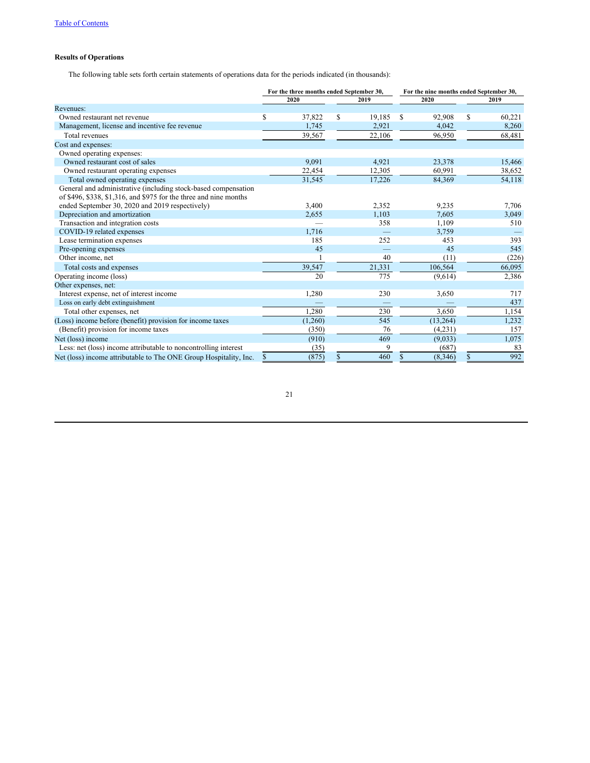Table of Contents

### Results of Operations

The following table sets forth certain statements of operations data for the periods indicated (in thousands):

| | For the three months ended September 30, | | For the nine months ended September 30, | |
|---|---|---|---|---|
| | 2020 | 2019 | 2020 | 2019 |
| Revenues: | | | | |
| Owned restaurant net revenue | $ 37,822 | $ 19,185 | $ 92,908 | $ 60,221 |
| Management, license and incentive fee revenue | 1,745 | 2,921 | 4,042 | 8,260 |
| Total revenues | 39,567 | 22,106 | 96,950 | 68,481 |
| Cost and expenses: | | | | |
| Owned operating expenses: | | | | |
| Owned restaurant cost of sales | 9,091 | 4,921 | 23,378 | 15,466 |
| Owned restaurant operating expenses | 22,454 | 12,305 | 60,991 | 38,652 |
| Total owned operating expenses | 31,545 | 17,226 | 84,369 | 54,118 |
| General and administrative (including stock-based compensation of $496, $338, $1,316, and $975 for the three and nine months ended September 30, 2020 and 2019 respectively) | 3,400 | 2,352 | 9,235 | 7,706 |
| Depreciation and amortization | 2,655 | 1,103 | 7,605 | 3,049 |
| Transaction and integration costs | — | 358 | 1,109 | 510 |
| COVID-19 related expenses | 1,716 | — | 3,759 | — |
| Lease termination expenses | 185 | 252 | 453 | 393 |
| Pre-opening expenses | 45 | — | 45 | 545 |
| Other income, net | 1 | 40 | (11) | (226) |
| Total costs and expenses | 39,547 | 21,331 | 106,564 | 66,095 |
| Operating income (loss) | 20 | 775 | (9,614) | 2,386 |
| Other expenses, net: | | | | |
| Interest expense, net of interest income | 1,280 | 230 | 3,650 | 717 |
| Loss on early debt extinguishment | — | — | — | 437 |
| Total other expenses, net | 1,280 | 230 | 3,650 | 1,154 |
| (Loss) income before (benefit) provision for income taxes | (1,260) | 545 | (13,264) | 1,232 |
| (Benefit) provision for income taxes | (350) | 76 | (4,231) | 157 |
| Net (loss) income | (910) | 469 | (9,033) | 1,075 |
| Less: net (loss) income attributable to noncontrolling interest | (35) | 9 | (687) | 83 |
| Net (loss) income attributable to The ONE Group Hospitality, Inc. | $ (875) | $ 460 | $ (8,346) | $ 992 |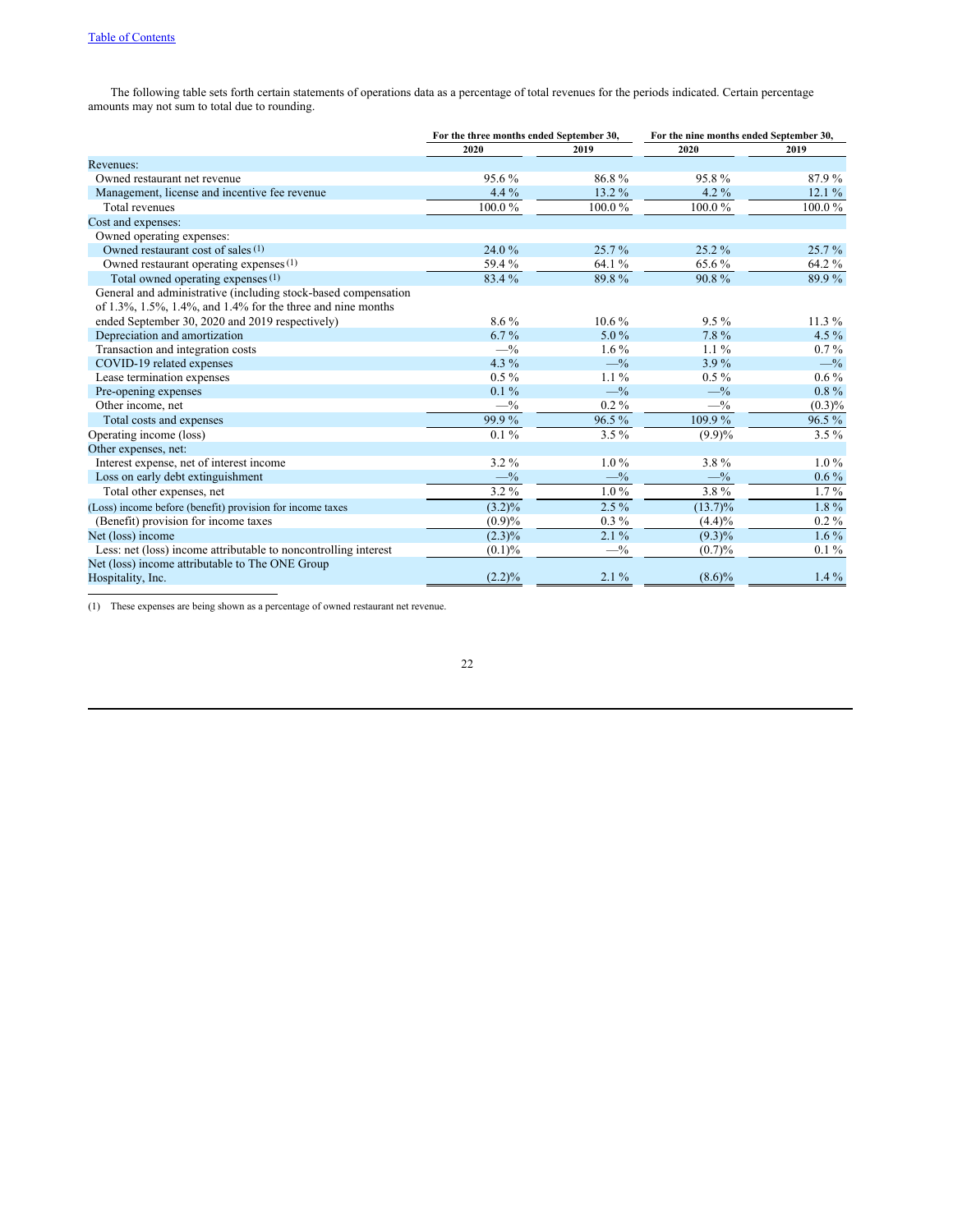The following table sets forth certain statements of operations data as a percentage of total revenues for the periods indicated. Certain percentage amounts may not sum to total due to rounding.

| | For the three months ended September 30, | | For the nine months ended September 30, | |
|---|---|---|---|---|
| | 2020 | 2019 | 2020 | 2019 |
| Revenues: | | | | |
| Owned restaurant net revenue | 95.6 % | 86.8 % | 95.8 % | 87.9 % |
| Management, license and incentive fee revenue | 4.4 % | 13.2 % | 4.2 % | 12.1 % |
| Total revenues | 100.0 % | 100.0 % | 100.0 % | 100.0 % |
| Cost and expenses: | | | | |
| Owned operating expenses: | | | | |
| Owned restaurant cost of sales [(1)] | 24.0 % | 25.7 % | 25.2 % | 25.7 % |
| Owned restaurant operating expenses [(1)] | 59.4 % | 64.1 % | 65.6 % | 64.2 % |
| Total owned operating expenses [(1)] | 83.4 % | 89.8 % | 90.8 % | 89.9 % |
| General and administrative (including stock-based compensation of 1.3%, 1.5%, 1.4%, and 1.4% for the three and nine months ended September 30, 2020 and 2019 respectively) | 8.6 % | 10.6 % | 9.5 % | 11.3 % |
| Depreciation and amortization | 6.7 % | 5.0 % | 7.8 % | 4.5 % |
| Transaction and integration costs | —% | 1.6 % | 1.1 % | 0.7 % |
| COVID-19 related expenses | 4.3 % | —% | 3.9 % | —% |
| Lease termination expenses | 0.5 % | 1.1 % | 0.5 % | 0.6 % |
| Pre-opening expenses | 0.1 % | —% | —% | 0.8 % |
| Other income, net | —% | 0.2 % | —% | (0.3)% |
| Total costs and expenses | 99.9 % | 96.5 % | 109.9 % | 96.5 % |
| Operating income (loss) | 0.1 % | 3.5 % | (9.9)% | 3.5 % |
| Other expenses, net: | | | | |
| Interest expense, net of interest income | 3.2 % | 1.0 % | 3.8 % | 1.0 % |
| Loss on early debt extinguishment | —% | —% | —% | 0.6 % |
| Total other expenses, net | 3.2 % | 1.0 % | 3.8 % | 1.7 % |
| (Loss) income before (benefit) provision for income taxes | (3.2)% | 2.5 % | (13.7)% | 1.8 % |
| (Benefit) provision for income taxes | (0.9)% | 0.3 % | (4.4)% | 0.2 % |
| Net (loss) income | (2.3)% | 2.1 % | (9.3)% | 1.6 % |
| Less: net (loss) income attributable to noncontrolling interest | (0.1)% | —% | (0.7)% | 0.1 % |
| Net (loss) income attributable to The ONE Group Hospitality, Inc. | (2.2)% | 2.1 % | (8.6)% | 1.4 % |

(1) These expenses are being shown as a percentage of owned restaurant net revenue.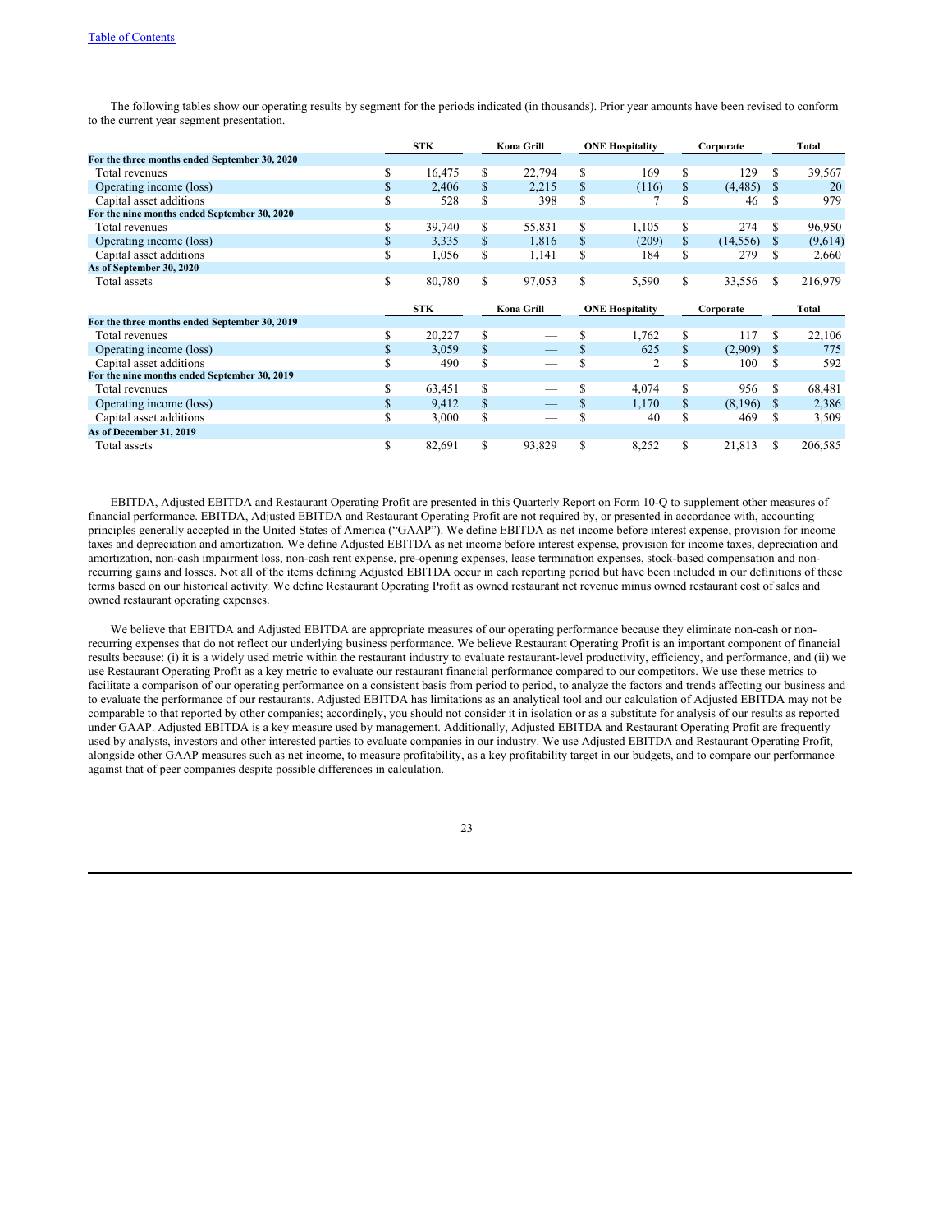The following tables show our operating results by segment for the periods indicated (in thousands). Prior year amounts have been revised to conform to the current year segment presentation.

| | STK | Kona Grill | ONE Hospitality | Corporate | Total |
|---|---|---|---|---|---|
| **For the three months ended September 30, 2020** | | | | | |
| Total revenues | $ 16,475 | $ 22,794 | $ 169 | $ 129 | $ 39,567 |
| Operating income (loss) | $ 2,406 | $ 2,215 | $ (116) | $ (4,485) | $ 20 |
| Capital asset additions | $ 528 | $ 398 | $ 7 | $ 46 | $ 979 |
| **For the nine months ended September 30, 2020** | | | | | |
| Total revenues | $ 39,740 | $ 55,831 | $ 1,105 | $ 274 | $ 96,950 |
| Operating income (loss) | $ 3,335 | $ 1,816 | $ (209) | $ (14,556) | $ (9,614) |
| Capital asset additions | $ 1,056 | $ 1,141 | $ 184 | $ 279 | $ 2,660 |
| **As of September 30, 2020** | | | | | |
| Total assets | $ 80,780 | $ 97,053 | $ 5,590 | $ 33,556 | $ 216,979 |

| | STK | Kona Grill | ONE Hospitality | Corporate | Total |
|---|---|---|---|---|---|
| **For the three months ended September 30, 2019** | | | | | |
| Total revenues | $ 20,227 | $ — | $ 1,762 | $ 117 | $ 22,106 |
| Operating income (loss) | $ 3,059 | $ — | $ 625 | $ (2,909) | $ 775 |
| Capital asset additions | $ 490 | $ — | $ 2 | $ 100 | $ 592 |
| **For the nine months ended September 30, 2019** | | | | | |
| Total revenues | $ 63,451 | $ — | $ 4,074 | $ 956 | $ 68,481 |
| Operating income (loss) | $ 9,412 | $ — | $ 1,170 | $ (8,196) | $ 2,386 |
| Capital asset additions | $ 3,000 | $ — | $ 40 | $ 469 | $ 3,509 |
| **As of December 31, 2019** | | | | | |
| Total assets | $ 82,691 | $ 93,829 | $ 8,252 | $ 21,813 | $ 206,585 |

EBITDA, Adjusted EBITDA and Restaurant Operating Profit are presented in this Quarterly Report on Form 10-Q to supplement other measures of financial performance. EBITDA, Adjusted EBITDA and Restaurant Operating Profit are not required by, or presented in accordance with, accounting principles generally accepted in the United States of America ("GAAP"). We define EBITDA as net income before interest expense, provision for income taxes and depreciation and amortization. We define Adjusted EBITDA as net income before interest expense, provision for income taxes, depreciation and amortization, non-cash impairment loss, non-cash rent expense, pre-opening expenses, lease termination expenses, stock-based compensation and non-recurring gains and losses. Not all of the items defining Adjusted EBITDA occur in each reporting period but have been included in our definitions of these terms based on our historical activity. We define Restaurant Operating Profit as owned restaurant net revenue minus owned restaurant cost of sales and owned restaurant operating expenses.

We believe that EBITDA and Adjusted EBITDA are appropriate measures of our operating performance because they eliminate non-cash or non-recurring expenses that do not reflect our underlying business performance. We believe Restaurant Operating Profit is an important component of financial results because: (i) it is a widely used metric within the restaurant industry to evaluate restaurant-level productivity, efficiency, and performance, and (ii) we use Restaurant Operating Profit as a key metric to evaluate our restaurant financial performance compared to our competitors. We use these metrics to facilitate a comparison of our operating performance on a consistent basis from period to period, to analyze the factors and trends affecting our business and to evaluate the performance of our restaurants. Adjusted EBITDA has limitations as an analytical tool and our calculation of Adjusted EBITDA may not be comparable to that reported by other companies; accordingly, you should not consider it in isolation or as a substitute for analysis of our results as reported under GAAP. Adjusted EBITDA is a key measure used by management. Additionally, Adjusted EBITDA and Restaurant Operating Profit are frequently used by analysts, investors and other interested parties to evaluate companies in our industry. We use Adjusted EBITDA and Restaurant Operating Profit, alongside other GAAP measures such as net income, to measure profitability, as a key profitability target in our budgets, and to compare our performance against that of peer companies despite possible differences in calculation.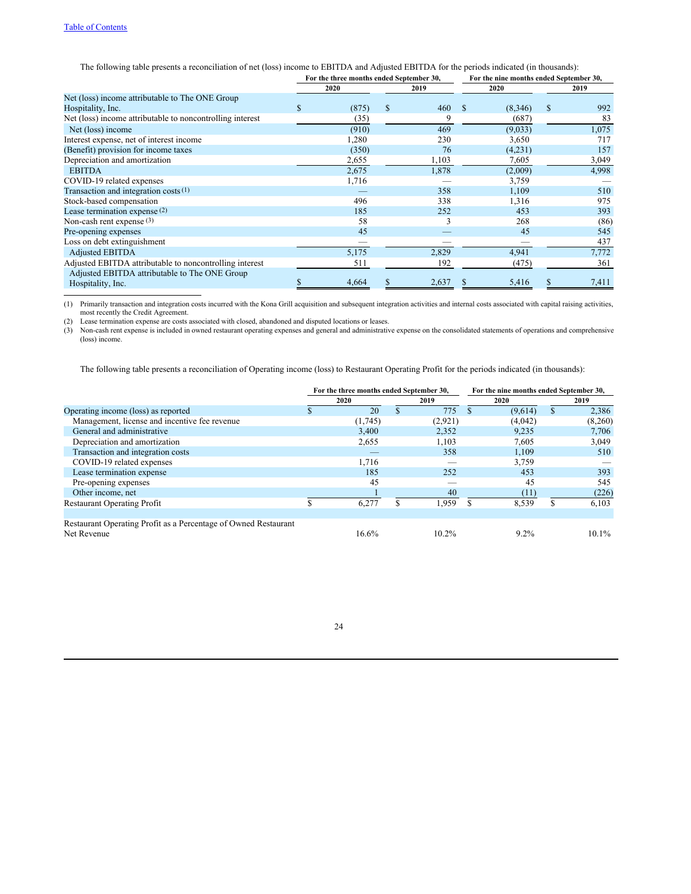[Table of Contents](#)

The following table presents a reconciliation of net (loss) income to EBITDA and Adjusted EBITDA for the periods indicated (in thousands):

| | For the three months ended September 30, | | For the nine months ended September 30, | |
|---|---|---|---|---|
| | 2020 | 2019 | 2020 | 2019 |
| Net (loss) income attributable to The ONE Group Hospitality, Inc. | $ (875) | $ 460 | $ (8,346) | $ 992 |
| Net (loss) income attributable to noncontrolling interest | (35) | 9 | (687) | 83 |
| Net (loss) income | (910) | 469 | (9,033) | 1,075 |
| Interest expense, net of interest income | 1,280 | 230 | 3,650 | 717 |
| (Benefit) provision for income taxes | (350) | 76 | (4,231) | 157 |
| Depreciation and amortization | 2,655 | 1,103 | 7,605 | 3,049 |
| EBITDA | 2,675 | 1,878 | (2,009) | 4,998 |
| COVID-19 related expenses | 1,716 | — | 3,759 | — |
| Transaction and integration costs (1) | — | 358 | 1,109 | 510 |
| Stock-based compensation | 496 | 338 | 1,316 | 975 |
| Lease termination expense (2) | 185 | 252 | 453 | 393 |
| Non-cash rent expense (3) | 58 | 3 | 268 | (86) |
| Pre-opening expenses | 45 | — | 45 | 545 |
| Loss on debt extinguishment | — | — | — | 437 |
| Adjusted EBITDA | 5,175 | 2,829 | 4,941 | 7,772 |
| Adjusted EBITDA attributable to noncontrolling interest | 511 | 192 | (475) | 361 |
| Adjusted EBITDA attributable to The ONE Group Hospitality, Inc. | $ 4,664 | $ 2,637 | $ 5,416 | $ 7,411 |

(1) Primarily transaction and integration costs incurred with the Kona Grill acquisition and subsequent integration activities and internal costs associated with capital raising activities, most recently the Credit Agreement.

(2) Lease termination expense are costs associated with closed, abandoned and disputed locations or leases.

(3) Non-cash rent expense is included in owned restaurant operating expenses and general and administrative expense on the consolidated statements of operations and comprehensive (loss) income.

The following table presents a reconciliation of Operating income (loss) to Restaurant Operating Profit for the periods indicated (in thousands):

| | For the three months ended September 30, | | For the nine months ended September 30, | |
|---|---|---|---|---|
| | 2020 | 2019 | 2020 | 2019 |
| Operating income (loss) as reported | $ 20 | $ 775 | $ (9,614) | $ 2,386 |
| Management, license and incentive fee revenue | (1,745) | (2,921) | (4,042) | (8,260) |
| General and administrative | 3,400 | 2,352 | 9,235 | 7,706 |
| Depreciation and amortization | 2,655 | 1,103 | 7,605 | 3,049 |
| Transaction and integration costs | — | 358 | 1,109 | 510 |
| COVID-19 related expenses | 1,716 | — | 3,759 | — |
| Lease termination expense | 185 | 252 | 453 | 393 |
| Pre-opening expenses | 45 | — | 45 | 545 |
| Other income, net | 1 | 40 | (11) | (226) |
| Restaurant Operating Profit | $ 6,277 | $ 1,959 | $ 8,539 | $ 6,103 |
| | | | | |
| Restaurant Operating Profit as a Percentage of Owned Restaurant Net Revenue | 16.6% | 10.2% | 9.2% | 10.1% |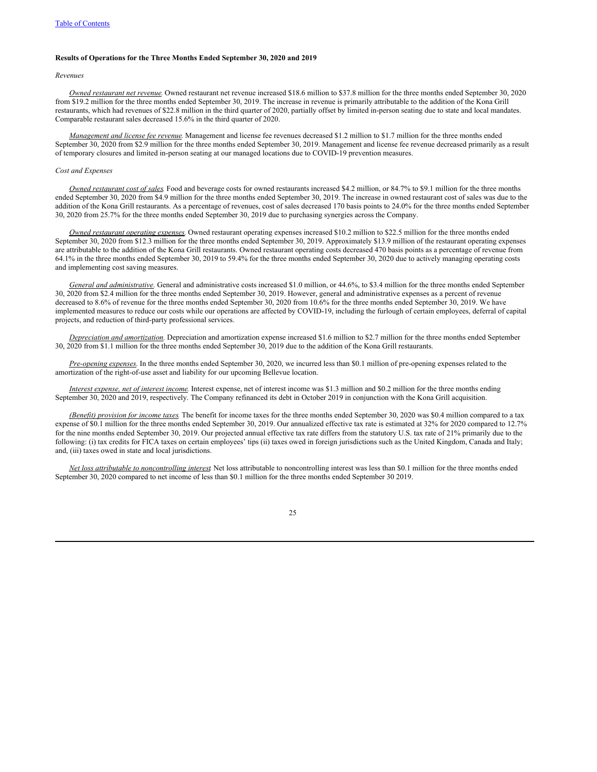[Table of Contents](#)

**Results of Operations for the Three Months Ended September 30, 2020 and 2019**

*Revenues*

*Owned restaurant net revenue.* Owned restaurant net revenue increased $18.6 million to $37.8 million for the three months ended September 30, 2020 from $19.2 million for the three months ended September 30, 2019. The increase in revenue is primarily attributable to the addition of the Kona Grill restaurants, which had revenues of $22.8 million in the third quarter of 2020, partially offset by limited in-person seating due to state and local mandates. Comparable restaurant sales decreased 15.6% in the third quarter of 2020.

*Management and license fee revenue.* Management and license fee revenues decreased $1.2 million to $1.7 million for the three months ended September 30, 2020 from $2.9 million for the three months ended September 30, 2019. Management and license fee revenue decreased primarily as a result of temporary closures and limited in-person seating at our managed locations due to COVID-19 prevention measures.

*Cost and Expenses*

*Owned restaurant cost of sales.* Food and beverage costs for owned restaurants increased $4.2 million, or 84.7% to $9.1 million for the three months ended September 30, 2020 from $4.9 million for the three months ended September 30, 2019. The increase in owned restaurant cost of sales was due to the addition of the Kona Grill restaurants. As a percentage of revenues, cost of sales decreased 170 basis points to 24.0% for the three months ended September 30, 2020 from 25.7% for the three months ended September 30, 2019 due to purchasing synergies across the Company.

*Owned restaurant operating expenses.* Owned restaurant operating expenses increased $10.2 million to $22.5 million for the three months ended September 30, 2020 from $12.3 million for the three months ended September 30, 2019. Approximately $13.9 million of the restaurant operating expenses are attributable to the addition of the Kona Grill restaurants. Owned restaurant operating costs decreased 470 basis points as a percentage of revenue from 64.1% in the three months ended September 30, 2019 to 59.4% for the three months ended September 30, 2020 due to actively managing operating costs and implementing cost saving measures.

*General and administrative.* General and administrative costs increased $1.0 million, or 44.6%, to $3.4 million for the three months ended September 30, 2020 from $2.4 million for the three months ended September 30, 2019. However, general and administrative expenses as a percent of revenue decreased to 8.6% of revenue for the three months ended September 30, 2020 from 10.6% for the three months ended September 30, 2019. We have implemented measures to reduce our costs while our operations are affected by COVID-19, including the furlough of certain employees, deferral of capital projects, and reduction of third-party professional services.

*Depreciation and amortization.* Depreciation and amortization expense increased $1.6 million to $2.7 million for the three months ended September 30, 2020 from $1.1 million for the three months ended September 30, 2019 due to the addition of the Kona Grill restaurants.

*Pre-opening expenses.* In the three months ended September 30, 2020, we incurred less than $0.1 million of pre-opening expenses related to the amortization of the right-of-use asset and liability for our upcoming Bellevue location.

*Interest expense, net of interest income.* Interest expense, net of interest income was $1.3 million and $0.2 million for the three months ending September 30, 2020 and 2019, respectively. The Company refinanced its debt in October 2019 in conjunction with the Kona Grill acquisition.

*(Benefit) provision for income taxes.* The benefit for income taxes for the three months ended September 30, 2020 was $0.4 million compared to a tax expense of $0.1 million for the three months ended September 30, 2019. Our annualized effective tax rate is estimated at 32% for 2020 compared to 12.7% for the nine months ended September 30, 2019. Our projected annual effective tax rate differs from the statutory U.S. tax rate of 21% primarily due to the following: (i) tax credits for FICA taxes on certain employees' tips (ii) taxes owed in foreign jurisdictions such as the United Kingdom, Canada and Italy; and, (iii) taxes owed in state and local jurisdictions.

*Net loss attributable to noncontrolling interest.* Net loss attributable to noncontrolling interest was less than $0.1 million for the three months ended September 30, 2020 compared to net income of less than $0.1 million for the three months ended September 30 2019.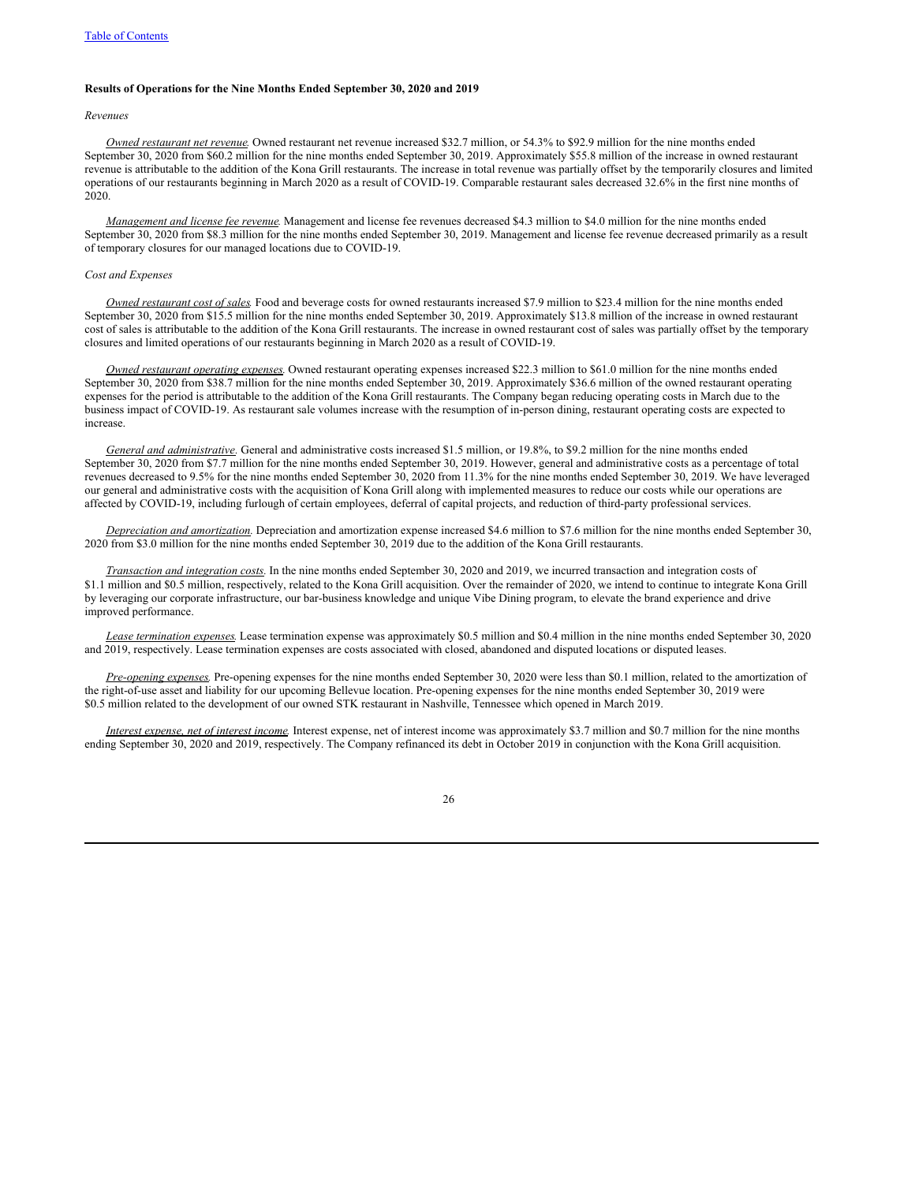[Table of Contents](#)

**Results of Operations for the Nine Months Ended September 30, 2020 and 2019**

*Revenues*

Owned restaurant net revenue. Owned restaurant net revenue increased $32.7 million, or 54.3% to $92.9 million for the nine months ended September 30, 2020 from $60.2 million for the nine months ended September 30, 2019. Approximately $55.8 million of the increase in owned restaurant revenue is attributable to the addition of the Kona Grill restaurants. The increase in total revenue was partially offset by the temporarily closures and limited operations of our restaurants beginning in March 2020 as a result of COVID-19. Comparable restaurant sales decreased 32.6% in the first nine months of 2020.

Management and license fee revenue. Management and license fee revenues decreased $4.3 million to $4.0 million for the nine months ended September 30, 2020 from $8.3 million for the nine months ended September 30, 2019. Management and license fee revenue decreased primarily as a result of temporary closures for our managed locations due to COVID-19.

*Cost and Expenses*

Owned restaurant cost of sales. Food and beverage costs for owned restaurants increased $7.9 million to $23.4 million for the nine months ended September 30, 2020 from $15.5 million for the nine months ended September 30, 2019. Approximately $13.8 million of the increase in owned restaurant cost of sales is attributable to the addition of the Kona Grill restaurants. The increase in owned restaurant cost of sales was partially offset by the temporary closures and limited operations of our restaurants beginning in March 2020 as a result of COVID-19.

Owned restaurant operating expenses. Owned restaurant operating expenses increased $22.3 million to $61.0 million for the nine months ended September 30, 2020 from $38.7 million for the nine months ended September 30, 2019. Approximately $36.6 million of the owned restaurant operating expenses for the period is attributable to the addition of the Kona Grill restaurants. The Company began reducing operating costs in March due to the business impact of COVID-19. As restaurant sale volumes increase with the resumption of in-person dining, restaurant operating costs are expected to increase.

General and administrative. General and administrative costs increased $1.5 million, or 19.8%, to $9.2 million for the nine months ended September 30, 2020 from $7.7 million for the nine months ended September 30, 2019. However, general and administrative costs as a percentage of total revenues decreased to 9.5% for the nine months ended September 30, 2020 from 11.3% for the nine months ended September 30, 2019. We have leveraged our general and administrative costs with the acquisition of Kona Grill along with implemented measures to reduce our costs while our operations are affected by COVID-19, including furlough of certain employees, deferral of capital projects, and reduction of third-party professional services.

Depreciation and amortization. Depreciation and amortization expense increased $4.6 million to $7.6 million for the nine months ended September 30, 2020 from $3.0 million for the nine months ended September 30, 2019 due to the addition of the Kona Grill restaurants.

Transaction and integration costs. In the nine months ended September 30, 2020 and 2019, we incurred transaction and integration costs of $1.1 million and $0.5 million, respectively, related to the Kona Grill acquisition. Over the remainder of 2020, we intend to continue to integrate Kona Grill by leveraging our corporate infrastructure, our bar-business knowledge and unique Vibe Dining program, to elevate the brand experience and drive improved performance.

Lease termination expenses. Lease termination expense was approximately $0.5 million and $0.4 million in the nine months ended September 30, 2020 and 2019, respectively. Lease termination expenses are costs associated with closed, abandoned and disputed locations or disputed leases.

Pre-opening expenses. Pre-opening expenses for the nine months ended September 30, 2020 were less than $0.1 million, related to the amortization of the right-of-use asset and liability for our upcoming Bellevue location. Pre-opening expenses for the nine months ended September 30, 2019 were $0.5 million related to the development of our owned STK restaurant in Nashville, Tennessee which opened in March 2019.

Interest expense, net of interest income. Interest expense, net of interest income was approximately $3.7 million and $0.7 million for the nine months ending September 30, 2020 and 2019, respectively. The Company refinanced its debt in October 2019 in conjunction with the Kona Grill acquisition.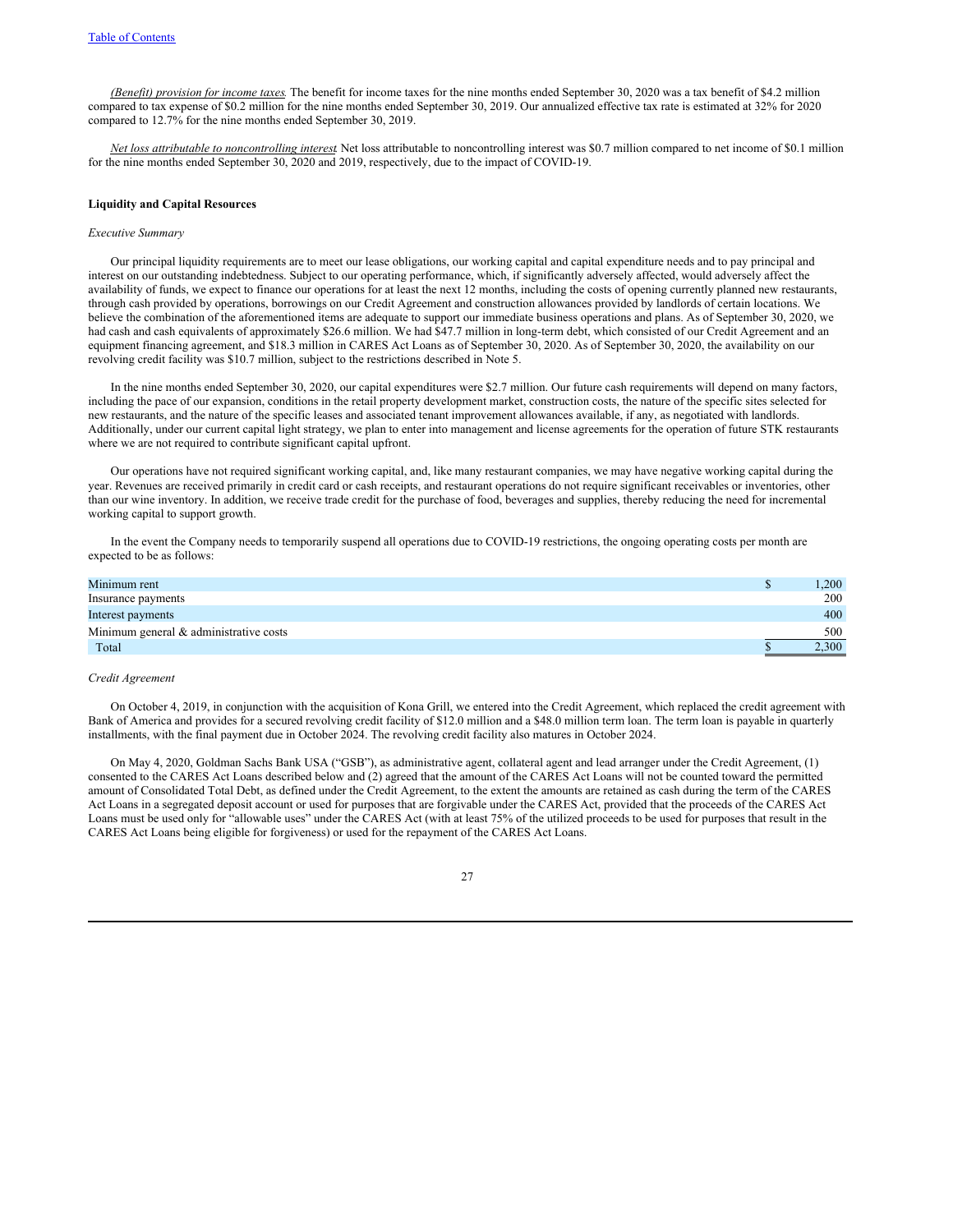*(Benefit) provision for income taxes*. The benefit for income taxes for the nine months ended September 30, 2020 was a tax benefit of $4.2 million compared to tax expense of $0.2 million for the nine months ended September 30, 2019. Our annualized effective tax rate is estimated at 32% for 2020 compared to 12.7% for the nine months ended September 30, 2019.

*Net loss attributable to noncontrolling interest*. Net loss attributable to noncontrolling interest was $0.7 million compared to net income of $0.1 million for the nine months ended September 30, 2020 and 2019, respectively, due to the impact of COVID-19.

**Liquidity and Capital Resources**

*Executive Summary*

Our principal liquidity requirements are to meet our lease obligations, our working capital and capital expenditure needs and to pay principal and interest on our outstanding indebtedness. Subject to our operating performance, which, if significantly adversely affected, would adversely affect the availability of funds, we expect to finance our operations for at least the next 12 months, including the costs of opening currently planned new restaurants, through cash provided by operations, borrowings on our Credit Agreement and construction allowances provided by landlords of certain locations. We believe the combination of the aforementioned items are adequate to support our immediate business operations and plans. As of September 30, 2020, we had cash and cash equivalents of approximately $26.6 million. We had $47.7 million in long-term debt, which consisted of our Credit Agreement and an equipment financing agreement, and $18.3 million in CARES Act Loans as of September 30, 2020. As of September 30, 2020, the availability on our revolving credit facility was $10.7 million, subject to the restrictions described in Note 5.

In the nine months ended September 30, 2020, our capital expenditures were $2.7 million. Our future cash requirements will depend on many factors, including the pace of our expansion, conditions in the retail property development market, construction costs, the nature of the specific sites selected for new restaurants, and the nature of the specific leases and associated tenant improvement allowances available, if any, as negotiated with landlords. Additionally, under our current capital light strategy, we plan to enter into management and license agreements for the operation of future STK restaurants where we are not required to contribute significant capital upfront.

Our operations have not required significant working capital, and, like many restaurant companies, we may have negative working capital during the year. Revenues are received primarily in credit card or cash receipts, and restaurant operations do not require significant receivables or inventories, other than our wine inventory. In addition, we receive trade credit for the purchase of food, beverages and supplies, thereby reducing the need for incremental working capital to support growth.

In the event the Company needs to temporarily suspend all operations due to COVID-19 restrictions, the ongoing operating costs per month are expected to be as follows:

| | |
|---|---|
| Minimum rent | $ 1,200 |
| Insurance payments | 200 |
| Interest payments | 400 |
| Minimum general & administrative costs | 500 |
| Total | $ 2,300 |

*Credit Agreement*

On October 4, 2019, in conjunction with the acquisition of Kona Grill, we entered into the Credit Agreement, which replaced the credit agreement with Bank of America and provides for a secured revolving credit facility of $12.0 million and a $48.0 million term loan. The term loan is payable in quarterly installments, with the final payment due in October 2024. The revolving credit facility also matures in October 2024.

On May 4, 2020, Goldman Sachs Bank USA ("GSB"), as administrative agent, collateral agent and lead arranger under the Credit Agreement, (1) consented to the CARES Act Loans described below and (2) agreed that the amount of the CARES Act Loans will not be counted toward the permitted amount of Consolidated Total Debt, as defined under the Credit Agreement, to the extent the amounts are retained as cash during the term of the CARES Act Loans in a segregated deposit account or used for purposes that are forgivable under the CARES Act, provided that the proceeds of the CARES Act Loans must be used only for "allowable uses" under the CARES Act (with at least 75% of the utilized proceeds to be used for purposes that result in the CARES Act Loans being eligible for forgiveness) or used for the repayment of the CARES Act Loans.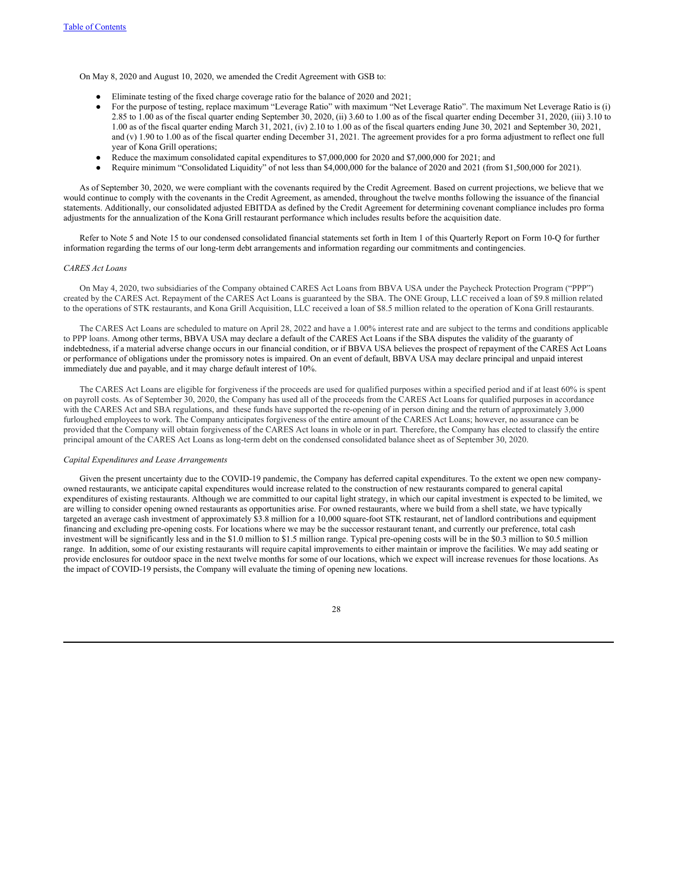On May 8, 2020 and August 10, 2020, we amended the Credit Agreement with GSB to:

- Eliminate testing of the fixed charge coverage ratio for the balance of 2020 and 2021;
- For the purpose of testing, replace maximum "Leverage Ratio" with maximum "Net Leverage Ratio". The maximum Net Leverage Ratio is (i) 2.85 to 1.00 as of the fiscal quarter ending September 30, 2020, (ii) 3.60 to 1.00 as of the fiscal quarter ending December 31, 2020, (iii) 3.10 to 1.00 as of the fiscal quarter ending March 31, 2021, (iv) 2.10 to 1.00 as of the fiscal quarters ending June 30, 2021 and September 30, 2021, and (v) 1.90 to 1.00 as of the fiscal quarter ending December 31, 2021. The agreement provides for a pro forma adjustment to reflect one full year of Kona Grill operations;
- Reduce the maximum consolidated capital expenditures to $7,000,000 for 2020 and $7,000,000 for 2021; and
- Require minimum "Consolidated Liquidity" of not less than $4,000,000 for the balance of 2020 and 2021 (from $1,500,000 for 2021).

As of September 30, 2020, we were compliant with the covenants required by the Credit Agreement. Based on current projections, we believe that we would continue to comply with the covenants in the Credit Agreement, as amended, throughout the twelve months following the issuance of the financial statements. Additionally, our consolidated adjusted EBITDA as defined by the Credit Agreement for determining covenant compliance includes pro forma adjustments for the annualization of the Kona Grill restaurant performance which includes results before the acquisition date.

Refer to Note 5 and Note 15 to our condensed consolidated financial statements set forth in Item 1 of this Quarterly Report on Form 10-Q for further information regarding the terms of our long-term debt arrangements and information regarding our commitments and contingencies.

*CARES Act Loans*

On May 4, 2020, two subsidiaries of the Company obtained CARES Act Loans from BBVA USA under the Paycheck Protection Program ("PPP") created by the CARES Act. Repayment of the CARES Act Loans is guaranteed by the SBA. The ONE Group, LLC received a loan of $9.8 million related to the operations of STK restaurants, and Kona Grill Acquisition, LLC received a loan of $8.5 million related to the operation of Kona Grill restaurants.

The CARES Act Loans are scheduled to mature on April 28, 2022 and have a 1.00% interest rate and are subject to the terms and conditions applicable to PPP loans. Among other terms, BBVA USA may declare a default of the CARES Act Loans if the SBA disputes the validity of the guaranty of indebtedness, if a material adverse change occurs in our financial condition, or if BBVA USA believes the prospect of repayment of the CARES Act Loans or performance of obligations under the promissory notes is impaired. On an event of default, BBVA USA may declare principal and unpaid interest immediately due and payable, and it may charge default interest of 10%.

The CARES Act Loans are eligible for forgiveness if the proceeds are used for qualified purposes within a specified period and if at least 60% is spent on payroll costs. As of September 30, 2020, the Company has used all of the proceeds from the CARES Act Loans for qualified purposes in accordance with the CARES Act and SBA regulations, and these funds have supported the re-opening of in person dining and the return of approximately 3,000 furloughed employees to work. The Company anticipates forgiveness of the entire amount of the CARES Act Loans; however, no assurance can be provided that the Company will obtain forgiveness of the CARES Act loans in whole or in part. Therefore, the Company has elected to classify the entire principal amount of the CARES Act Loans as long-term debt on the condensed consolidated balance sheet as of September 30, 2020.

*Capital Expenditures and Lease Arrangements*

Given the present uncertainty due to the COVID-19 pandemic, the Company has deferred capital expenditures. To the extent we open new company-owned restaurants, we anticipate capital expenditures would increase related to the construction of new restaurants compared to general capital expenditures of existing restaurants. Although we are committed to our capital light strategy, in which our capital investment is expected to be limited, we are willing to consider opening owned restaurants as opportunities arise. For owned restaurants, where we build from a shell state, we have typically targeted an average cash investment of approximately $3.8 million for a 10,000 square-foot STK restaurant, net of landlord contributions and equipment financing and excluding pre-opening costs. For locations where we may be the successor restaurant tenant, and currently our preference, total cash investment will be significantly less and in the $1.0 million to $1.5 million range. Typical pre-opening costs will be in the $0.3 million to $0.5 million range. In addition, some of our existing restaurants will require capital improvements to either maintain or improve the facilities. We may add seating or provide enclosures for outdoor space in the next twelve months for some of our locations, which we expect will increase revenues for those locations. As the impact of COVID-19 persists, the Company will evaluate the timing of opening new locations.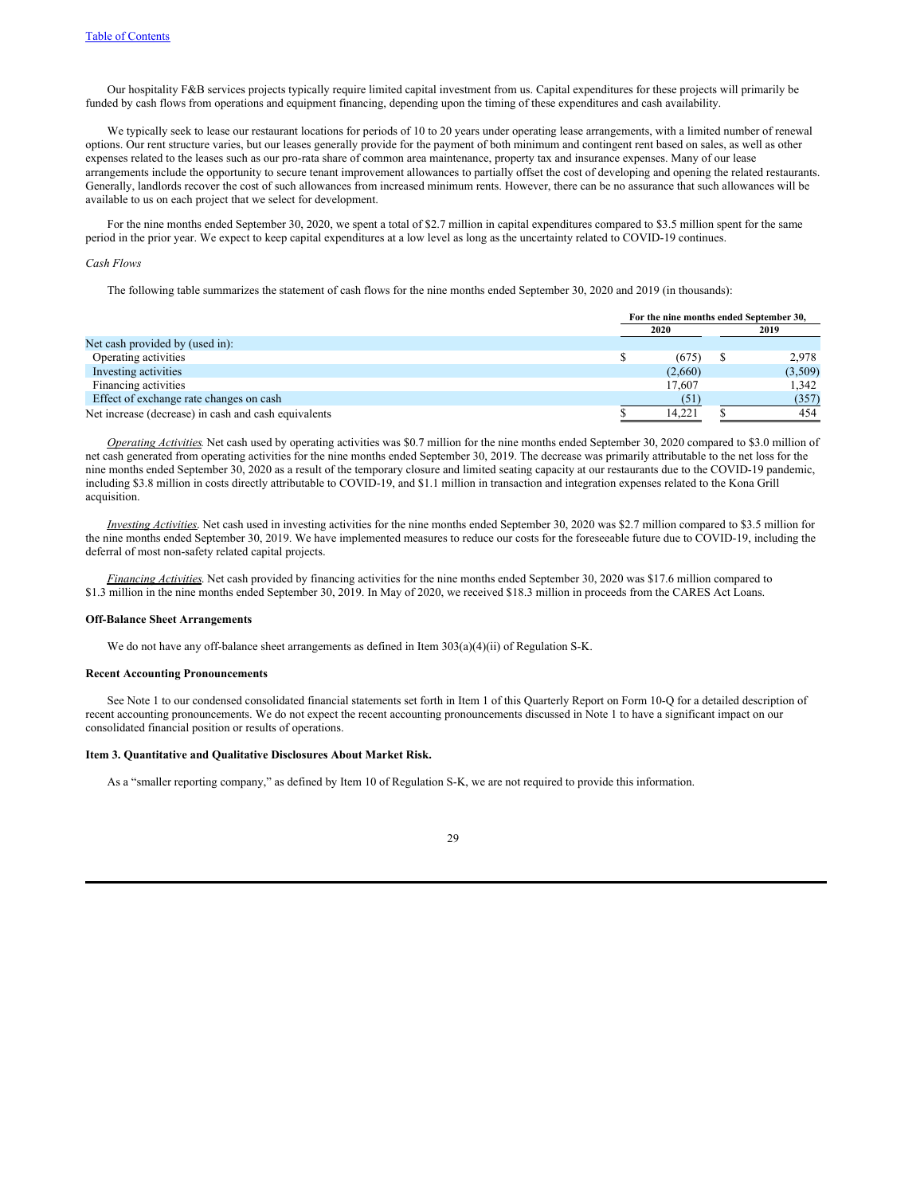Our hospitality F&B services projects typically require limited capital investment from us. Capital expenditures for these projects will primarily be funded by cash flows from operations and equipment financing, depending upon the timing of these expenditures and cash availability.

We typically seek to lease our restaurant locations for periods of 10 to 20 years under operating lease arrangements, with a limited number of renewal options. Our rent structure varies, but our leases generally provide for the payment of both minimum and contingent rent based on sales, as well as other expenses related to the leases such as our pro-rata share of common area maintenance, property tax and insurance expenses. Many of our lease arrangements include the opportunity to secure tenant improvement allowances to partially offset the cost of developing and opening the related restaurants. Generally, landlords recover the cost of such allowances from increased minimum rents. However, there can be no assurance that such allowances will be available to us on each project that we select for development.

For the nine months ended September 30, 2020, we spent a total of $2.7 million in capital expenditures compared to $3.5 million spent for the same period in the prior year. We expect to keep capital expenditures at a low level as long as the uncertainty related to COVID-19 continues.

*Cash Flows*

The following table summarizes the statement of cash flows for the nine months ended September 30, 2020 and 2019 (in thousands):

| | For the nine months ended September 30, | |
|---|---|---|
| | 2020 | 2019 |
| Net cash provided by (used in): | | |
| Operating activities | $ (675) | $ 2,978 |
| Investing activities | (2,660) | (3,509) |
| Financing activities | 17,607 | 1,342 |
| Effect of exchange rate changes on cash | (51) | (357) |
| Net increase (decrease) in cash and cash equivalents | $ 14,221 | $ 454 |

*Operating Activities*. Net cash used by operating activities was $0.7 million for the nine months ended September 30, 2020 compared to $3.0 million of net cash generated from operating activities for the nine months ended September 30, 2019. The decrease was primarily attributable to the net loss for the nine months ended September 30, 2020 as a result of the temporary closure and limited seating capacity at our restaurants due to the COVID-19 pandemic, including $3.8 million in costs directly attributable to COVID-19, and $1.1 million in transaction and integration expenses related to the Kona Grill acquisition.

*Investing Activities*. Net cash used in investing activities for the nine months ended September 30, 2020 was $2.7 million compared to $3.5 million for the nine months ended September 30, 2019. We have implemented measures to reduce our costs for the foreseeable future due to COVID-19, including the deferral of most non-safety related capital projects.

*Financing Activities*. Net cash provided by financing activities for the nine months ended September 30, 2020 was $17.6 million compared to $1.3 million in the nine months ended September 30, 2019. In May of 2020, we received $18.3 million in proceeds from the CARES Act Loans.

**Off-Balance Sheet Arrangements**

We do not have any off-balance sheet arrangements as defined in Item 303(a)(4)(ii) of Regulation S-K.

**Recent Accounting Pronouncements**

See Note 1 to our condensed consolidated financial statements set forth in Item 1 of this Quarterly Report on Form 10-Q for a detailed description of recent accounting pronouncements. We do not expect the recent accounting pronouncements discussed in Note 1 to have a significant impact on our consolidated financial position or results of operations.

**Item 3. Quantitative and Qualitative Disclosures About Market Risk.**

As a "smaller reporting company," as defined by Item 10 of Regulation S-K, we are not required to provide this information.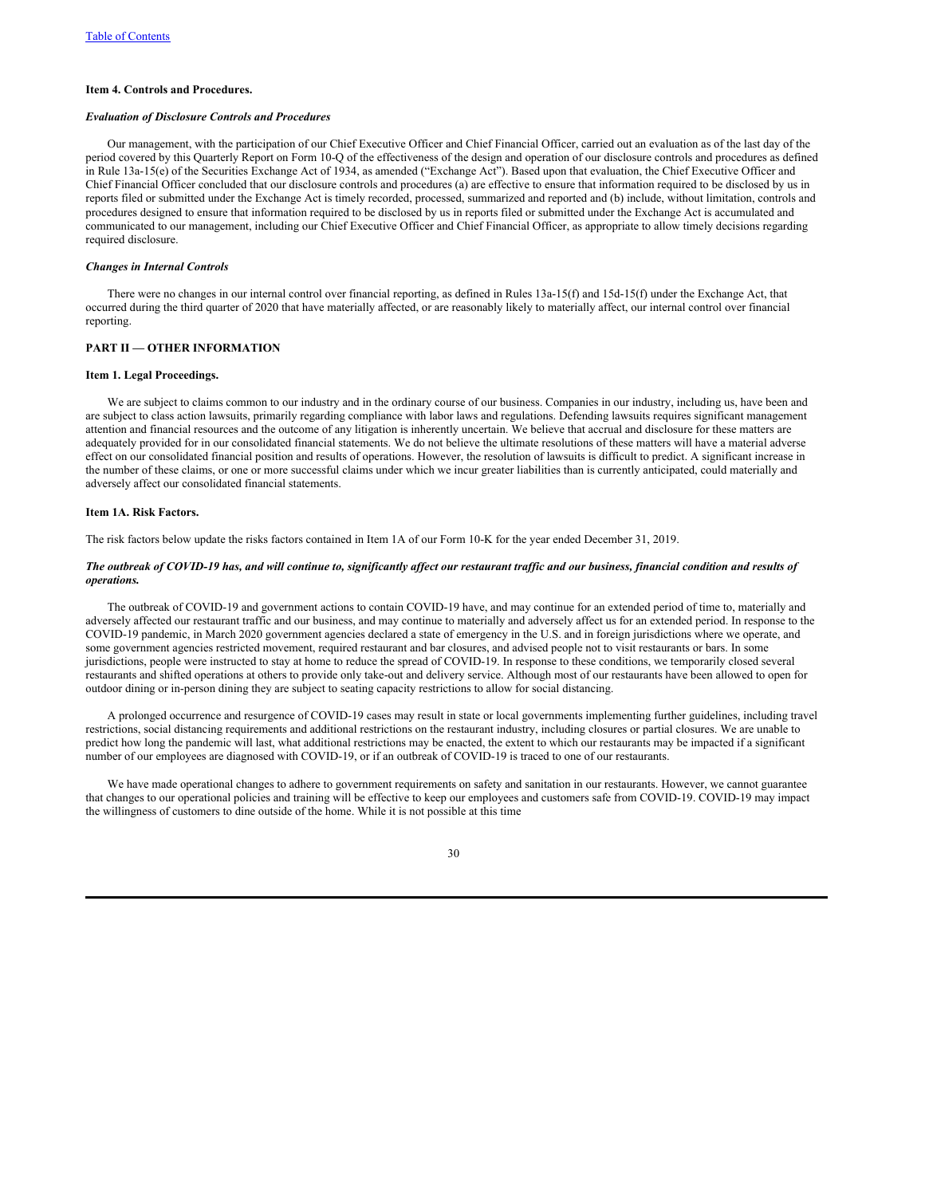### Item 4. Controls and Procedures.

***Evaluation of Disclosure Controls and Procedures***

Our management, with the participation of our Chief Executive Officer and Chief Financial Officer, carried out an evaluation as of the last day of the period covered by this Quarterly Report on Form 10-Q of the effectiveness of the design and operation of our disclosure controls and procedures as defined in Rule 13a-15(e) of the Securities Exchange Act of 1934, as amended ("Exchange Act"). Based upon that evaluation, the Chief Executive Officer and Chief Financial Officer concluded that our disclosure controls and procedures (a) are effective to ensure that information required to be disclosed by us in reports filed or submitted under the Exchange Act is timely recorded, processed, summarized and reported and (b) include, without limitation, controls and procedures designed to ensure that information required to be disclosed by us in reports filed or submitted under the Exchange Act is accumulated and communicated to our management, including our Chief Executive Officer and Chief Financial Officer, as appropriate to allow timely decisions regarding required disclosure.

***Changes in Internal Controls***

There were no changes in our internal control over financial reporting, as defined in Rules 13a-15(f) and 15d-15(f) under the Exchange Act, that occurred during the third quarter of 2020 that have materially affected, or are reasonably likely to materially affect, our internal control over financial reporting.

## PART II — OTHER INFORMATION

### Item 1. Legal Proceedings.

We are subject to claims common to our industry and in the ordinary course of our business. Companies in our industry, including us, have been and are subject to class action lawsuits, primarily regarding compliance with labor laws and regulations. Defending lawsuits requires significant management attention and financial resources and the outcome of any litigation is inherently uncertain. We believe that accrual and disclosure for these matters are adequately provided for in our consolidated financial statements. We do not believe the ultimate resolutions of these matters will have a material adverse effect on our consolidated financial position and results of operations. However, the resolution of lawsuits is difficult to predict. A significant increase in the number of these claims, or one or more successful claims under which we incur greater liabilities than is currently anticipated, could materially and adversely affect our consolidated financial statements.

### Item 1A. Risk Factors.

The risk factors below update the risks factors contained in Item 1A of our Form 10-K for the year ended December 31, 2019.

***The outbreak of COVID-19 has, and will continue to, significantly affect our restaurant traffic and our business, financial condition and results of operations.***

The outbreak of COVID-19 and government actions to contain COVID-19 have, and may continue for an extended period of time to, materially and adversely affected our restaurant traffic and our business, and may continue to materially and adversely affect us for an extended period. In response to the COVID-19 pandemic, in March 2020 government agencies declared a state of emergency in the U.S. and in foreign jurisdictions where we operate, and some government agencies restricted movement, required restaurant and bar closures, and advised people not to visit restaurants or bars. In some jurisdictions, people were instructed to stay at home to reduce the spread of COVID-19. In response to these conditions, we temporarily closed several restaurants and shifted operations at others to provide only take-out and delivery service. Although most of our restaurants have been allowed to open for outdoor dining or in-person dining they are subject to seating capacity restrictions to allow for social distancing.

A prolonged occurrence and resurgence of COVID-19 cases may result in state or local governments implementing further guidelines, including travel restrictions, social distancing requirements and additional restrictions on the restaurant industry, including closures or partial closures. We are unable to predict how long the pandemic will last, what additional restrictions may be enacted, the extent to which our restaurants may be impacted if a significant number of our employees are diagnosed with COVID-19, or if an outbreak of COVID-19 is traced to one of our restaurants.

We have made operational changes to adhere to government requirements on safety and sanitation in our restaurants. However, we cannot guarantee that changes to our operational policies and training will be effective to keep our employees and customers safe from COVID-19. COVID-19 may impact the willingness of customers to dine outside of the home. While it is not possible at this time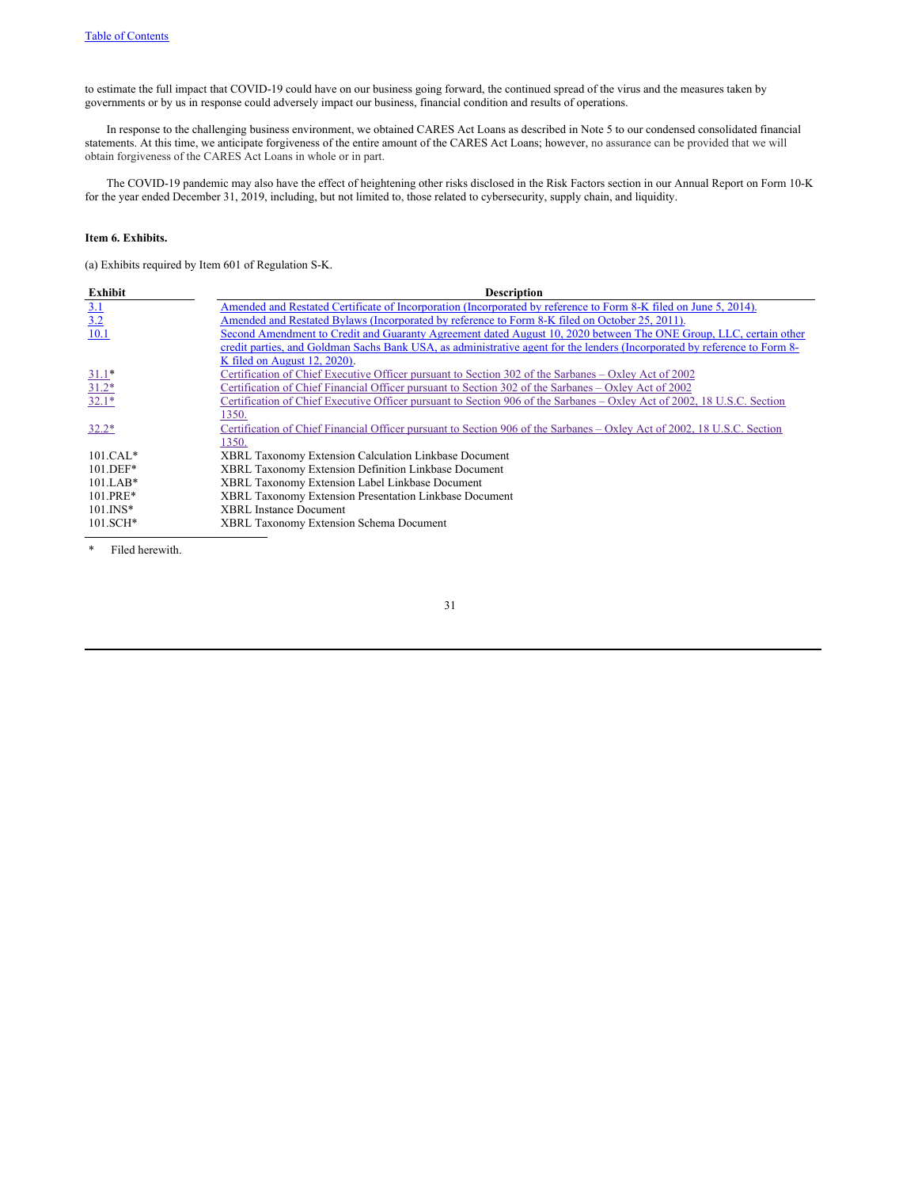to estimate the full impact that COVID-19 could have on our business going forward, the continued spread of the virus and the measures taken by governments or by us in response could adversely impact our business, financial condition and results of operations.

In response to the challenging business environment, we obtained CARES Act Loans as described in Note 5 to our condensed consolidated financial statements. At this time, we anticipate forgiveness of the entire amount of the CARES Act Loans; however, no assurance can be provided that we will obtain forgiveness of the CARES Act Loans in whole or in part.

The COVID-19 pandemic may also have the effect of heightening other risks disclosed in the Risk Factors section in our Annual Report on Form 10-K for the year ended December 31, 2019, including, but not limited to, those related to cybersecurity, supply chain, and liquidity.

**Item 6. Exhibits.**

(a) Exhibits required by Item 601 of Regulation S-K.

| Exhibit | Description |
|---|---|
| 3.1 | Amended and Restated Certificate of Incorporation (Incorporated by reference to Form 8-K filed on June 5, 2014). |
| 3.2 | Amended and Restated Bylaws (Incorporated by reference to Form 8-K filed on October 25, 2011). |
| 10.1 | Second Amendment to Credit and Guaranty Agreement dated August 10, 2020 between The ONE Group, LLC, certain other credit parties, and Goldman Sachs Bank USA, as administrative agent for the lenders (Incorporated by reference to Form 8-K filed on August 12, 2020). |
| 31.1* | Certification of Chief Executive Officer pursuant to Section 302 of the Sarbanes – Oxley Act of 2002 |
| 31.2* | Certification of Chief Financial Officer pursuant to Section 302 of the Sarbanes – Oxley Act of 2002 |
| 32.1* | Certification of Chief Executive Officer pursuant to Section 906 of the Sarbanes – Oxley Act of 2002, 18 U.S.C. Section 1350. |
| 32.2* | Certification of Chief Financial Officer pursuant to Section 906 of the Sarbanes – Oxley Act of 2002, 18 U.S.C. Section 1350. |
| 101.CAL* | XBRL Taxonomy Extension Calculation Linkbase Document |
| 101.DEF* | XBRL Taxonomy Extension Definition Linkbase Document |
| 101.LAB* | XBRL Taxonomy Extension Label Linkbase Document |
| 101.PRE* | XBRL Taxonomy Extension Presentation Linkbase Document |
| 101.INS* | XBRL Instance Document |
| 101.SCH* | XBRL Taxonomy Extension Schema Document |

\* Filed herewith.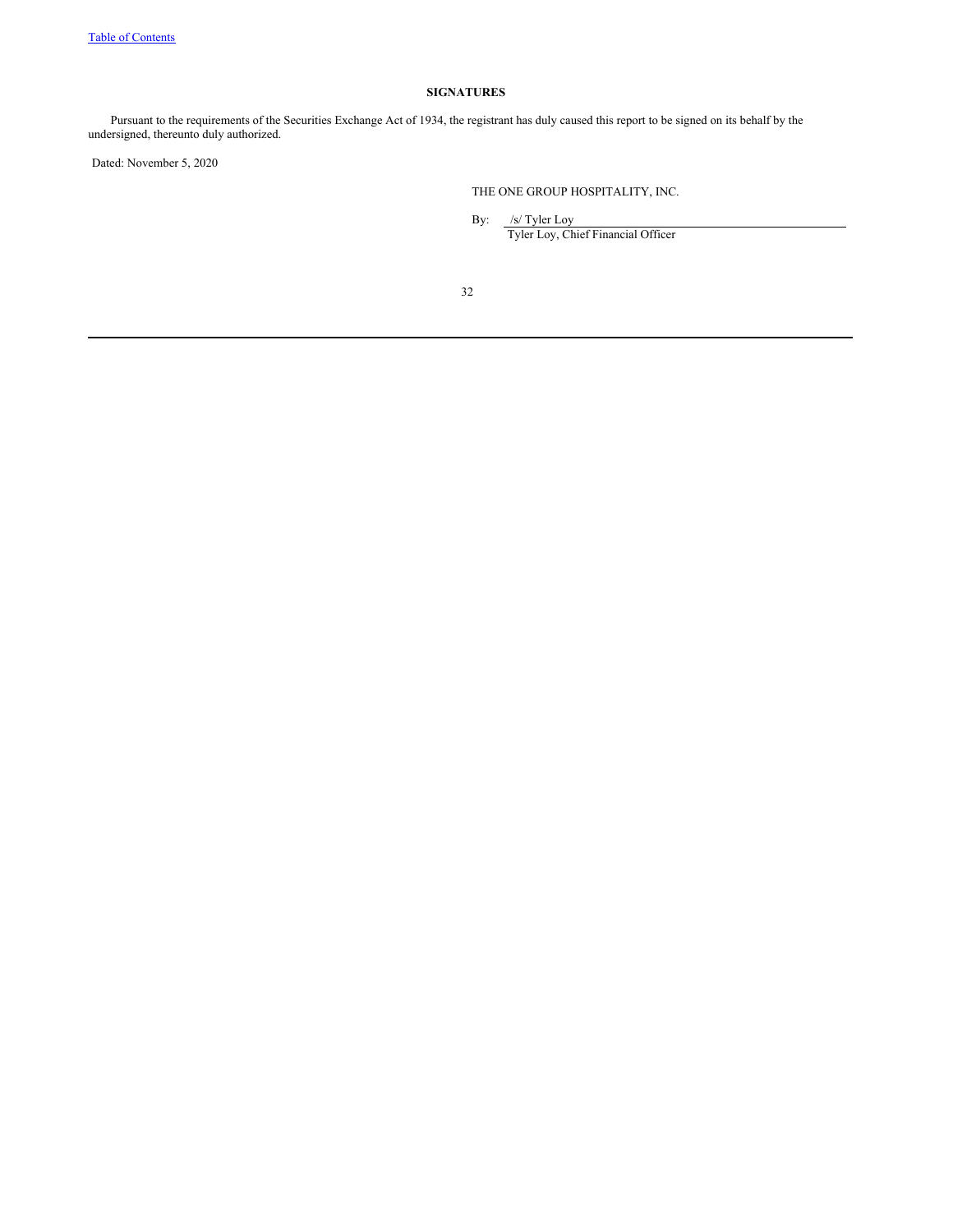**SIGNATURES**

Pursuant to the requirements of the Securities Exchange Act of 1934, the registrant has duly caused this report to be signed on its behalf by the undersigned, thereunto duly authorized.

Dated: November 5, 2020

THE ONE GROUP HOSPITALITY, INC.

By: /s/ Tyler Loy
Tyler Loy, Chief Financial Officer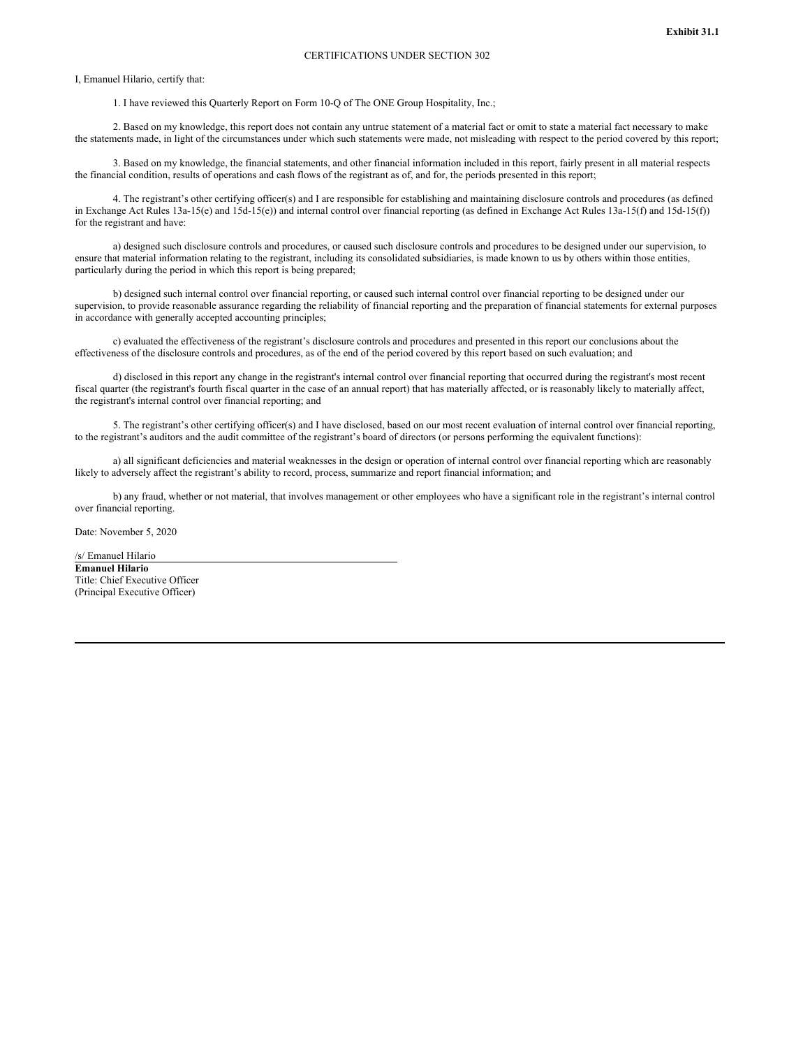**Exhibit 31.1**

CERTIFICATIONS UNDER SECTION 302

I, Emanuel Hilario, certify that:

1. I have reviewed this Quarterly Report on Form 10-Q of The ONE Group Hospitality, Inc.;

2. Based on my knowledge, this report does not contain any untrue statement of a material fact or omit to state a material fact necessary to make the statements made, in light of the circumstances under which such statements were made, not misleading with respect to the period covered by this report;

3. Based on my knowledge, the financial statements, and other financial information included in this report, fairly present in all material respects the financial condition, results of operations and cash flows of the registrant as of, and for, the periods presented in this report;

4. The registrant's other certifying officer(s) and I are responsible for establishing and maintaining disclosure controls and procedures (as defined in Exchange Act Rules 13a-15(e) and 15d-15(e)) and internal control over financial reporting (as defined in Exchange Act Rules 13a-15(f) and 15d-15(f)) for the registrant and have:

a) designed such disclosure controls and procedures, or caused such disclosure controls and procedures to be designed under our supervision, to ensure that material information relating to the registrant, including its consolidated subsidiaries, is made known to us by others within those entities, particularly during the period in which this report is being prepared;

b) designed such internal control over financial reporting, or caused such internal control over financial reporting to be designed under our supervision, to provide reasonable assurance regarding the reliability of financial reporting and the preparation of financial statements for external purposes in accordance with generally accepted accounting principles;

c) evaluated the effectiveness of the registrant's disclosure controls and procedures and presented in this report our conclusions about the effectiveness of the disclosure controls and procedures, as of the end of the period covered by this report based on such evaluation; and

d) disclosed in this report any change in the registrant's internal control over financial reporting that occurred during the registrant's most recent fiscal quarter (the registrant's fourth fiscal quarter in the case of an annual report) that has materially affected, or is reasonably likely to materially affect, the registrant's internal control over financial reporting; and

5. The registrant's other certifying officer(s) and I have disclosed, based on our most recent evaluation of internal control over financial reporting, to the registrant's auditors and the audit committee of the registrant's board of directors (or persons performing the equivalent functions):

a) all significant deficiencies and material weaknesses in the design or operation of internal control over financial reporting which are reasonably likely to adversely affect the registrant's ability to record, process, summarize and report financial information; and

b) any fraud, whether or not material, that involves management or other employees who have a significant role in the registrant's internal control over financial reporting.

Date: November 5, 2020

/s/ Emanuel Hilario
**Emanuel Hilario**
Title: Chief Executive Officer
(Principal Executive Officer)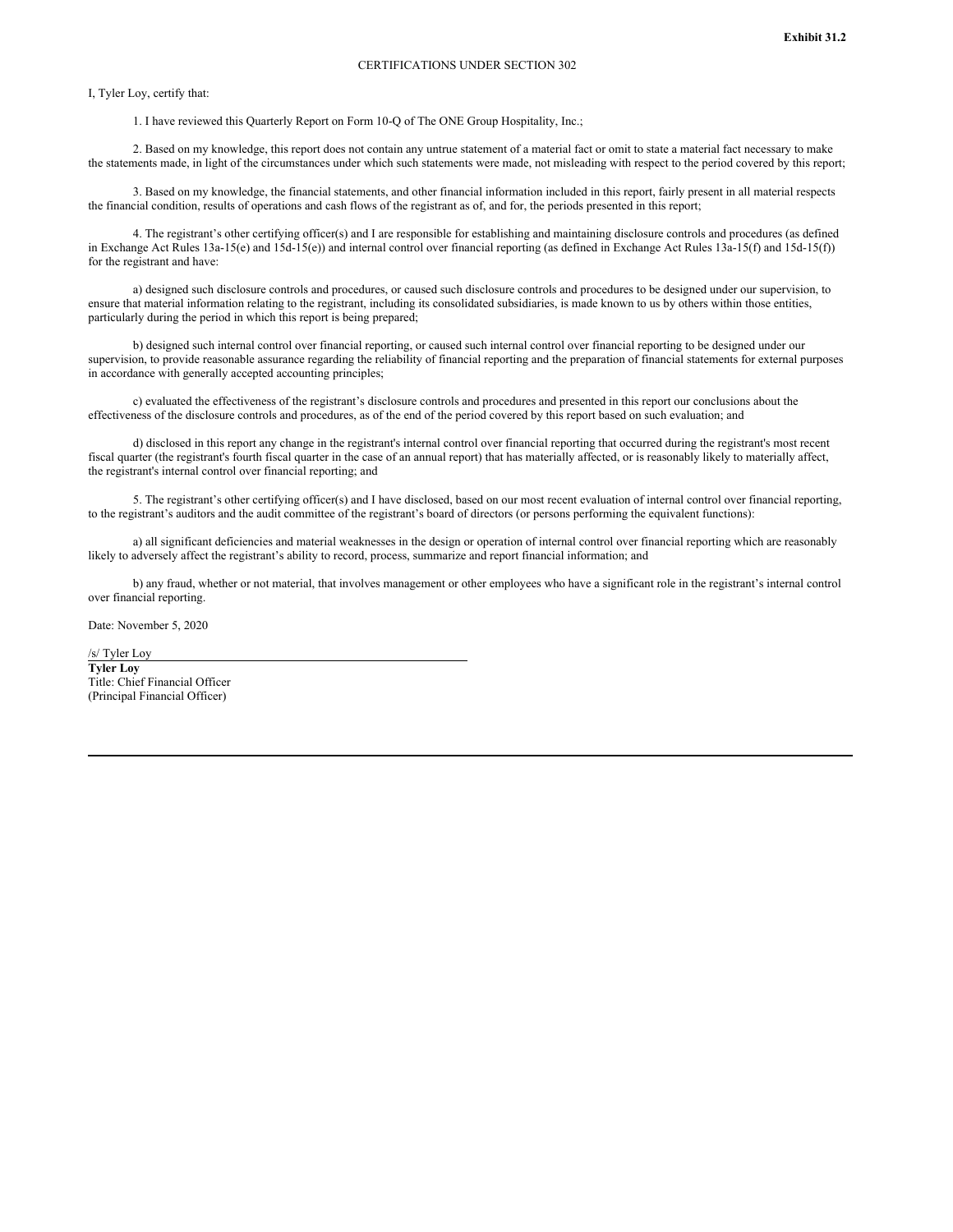**Exhibit 31.2**

CERTIFICATIONS UNDER SECTION 302

I, Tyler Loy, certify that:

1. I have reviewed this Quarterly Report on Form 10-Q of The ONE Group Hospitality, Inc.;

2. Based on my knowledge, this report does not contain any untrue statement of a material fact or omit to state a material fact necessary to make the statements made, in light of the circumstances under which such statements were made, not misleading with respect to the period covered by this report;

3. Based on my knowledge, the financial statements, and other financial information included in this report, fairly present in all material respects the financial condition, results of operations and cash flows of the registrant as of, and for, the periods presented in this report;

4. The registrant's other certifying officer(s) and I are responsible for establishing and maintaining disclosure controls and procedures (as defined in Exchange Act Rules 13a-15(e) and 15d-15(e)) and internal control over financial reporting (as defined in Exchange Act Rules 13a-15(f) and 15d-15(f)) for the registrant and have:

a) designed such disclosure controls and procedures, or caused such disclosure controls and procedures to be designed under our supervision, to ensure that material information relating to the registrant, including its consolidated subsidiaries, is made known to us by others within those entities, particularly during the period in which this report is being prepared;

b) designed such internal control over financial reporting, or caused such internal control over financial reporting to be designed under our supervision, to provide reasonable assurance regarding the reliability of financial reporting and the preparation of financial statements for external purposes in accordance with generally accepted accounting principles;

c) evaluated the effectiveness of the registrant's disclosure controls and procedures and presented in this report our conclusions about the effectiveness of the disclosure controls and procedures, as of the end of the period covered by this report based on such evaluation; and

d) disclosed in this report any change in the registrant's internal control over financial reporting that occurred during the registrant's most recent fiscal quarter (the registrant's fourth fiscal quarter in the case of an annual report) that has materially affected, or is reasonably likely to materially affect, the registrant's internal control over financial reporting; and

5. The registrant's other certifying officer(s) and I have disclosed, based on our most recent evaluation of internal control over financial reporting, to the registrant's auditors and the audit committee of the registrant's board of directors (or persons performing the equivalent functions):

a) all significant deficiencies and material weaknesses in the design or operation of internal control over financial reporting which are reasonably likely to adversely affect the registrant's ability to record, process, summarize and report financial information; and

b) any fraud, whether or not material, that involves management or other employees who have a significant role in the registrant's internal control over financial reporting.

Date: November 5, 2020

/s/ Tyler Loy

**Tyler Loy**
Title: Chief Financial Officer
(Principal Financial Officer)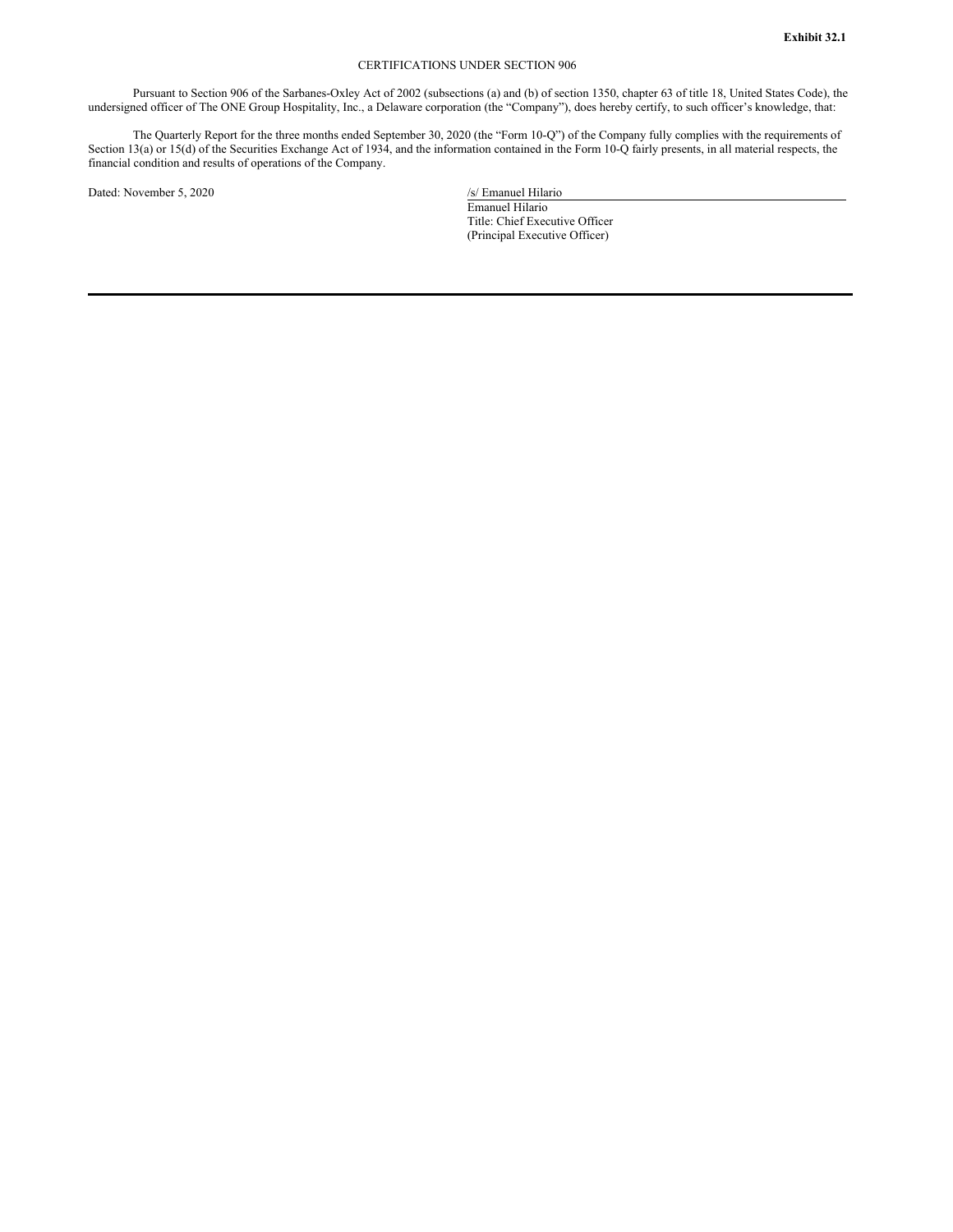**Exhibit 32.1**

CERTIFICATIONS UNDER SECTION 906

Pursuant to Section 906 of the Sarbanes-Oxley Act of 2002 (subsections (a) and (b) of section 1350, chapter 63 of title 18, United States Code), the undersigned officer of The ONE Group Hospitality, Inc., a Delaware corporation (the "Company"), does hereby certify, to such officer's knowledge, that:

The Quarterly Report for the three months ended September 30, 2020 (the "Form 10-Q") of the Company fully complies with the requirements of Section 13(a) or 15(d) of the Securities Exchange Act of 1934, and the information contained in the Form 10-Q fairly presents, in all material respects, the financial condition and results of operations of the Company.

Dated: November 5, 2020

/s/ Emanuel Hilario
Emanuel Hilario
Title: Chief Executive Officer
(Principal Executive Officer)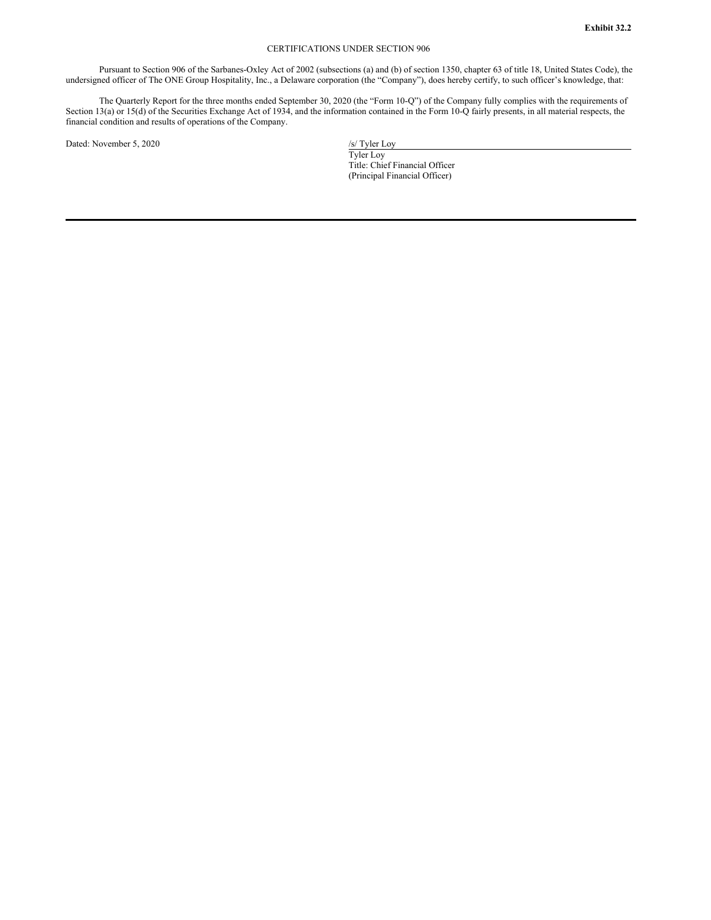**Exhibit 32.2**

CERTIFICATIONS UNDER SECTION 906

Pursuant to Section 906 of the Sarbanes-Oxley Act of 2002 (subsections (a) and (b) of section 1350, chapter 63 of title 18, United States Code), the undersigned officer of The ONE Group Hospitality, Inc., a Delaware corporation (the "Company"), does hereby certify, to such officer's knowledge, that:

The Quarterly Report for the three months ended September 30, 2020 (the "Form 10-Q") of the Company fully complies with the requirements of Section 13(a) or 15(d) of the Securities Exchange Act of 1934, and the information contained in the Form 10-Q fairly presents, in all material respects, the financial condition and results of operations of the Company.

Dated: November 5, 2020

/s/ Tyler Loy

Tyler Loy
Title: Chief Financial Officer
(Principal Financial Officer)